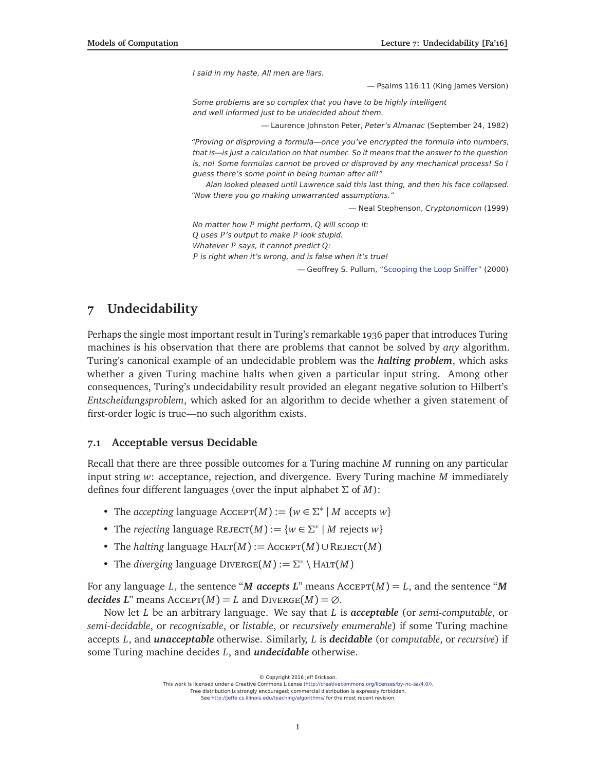*I said in my haste, All men are liars.*

— Psalms 116:11 (King James Version)

*Some problems are so complex that you have to be highly intelligent and well informed just to be undecided about them.*

— Laurence Johnston Peter, *Peter's Almanac* (September 24, 1982)

*"Proving or disproving a formula—once you've encrypted the formula into numbers, that is—is just a calculation on that number. So it means that the answer to the question is, no! Some formulas cannot be proved or disproved by any mechanical process! So I guess there's some point in being human after all!"*

*Alan looked pleased until Lawrence said this last thing, and then his face collapsed. "Now there you go making unwarranted assumptions."*

— Neal Stephenson, *Cryptonomicon* (1999)

*No matter how $P$ might perform, $Q$ will scoop it:*
*$Q$ uses $P$'s output to make $P$ look stupid.*
*Whatever $P$ says, it cannot predict $Q$:*
*$P$ is right when it's wrong, and is false when it's true!*

— Geoffrey S. Pullum, "Scooping the Loop Sniffer" (2000)

# 7 Undecidability

Perhaps the single most important result in Turing's remarkable 1936 paper that introduces Turing machines is his observation that there are problems that cannot be solved by *any* algorithm. Turing's canonical example of an undecidable problem was the ***halting problem***, which asks whether a given Turing machine halts when given a particular input string. Among other consequences, Turing's undecidability result provided an elegant negative solution to Hilbert's *Entscheidungsproblem*, which asked for an algorithm to decide whether a given statement of first-order logic is true—no such algorithm exists.

## 7.1 Acceptable versus Decidable

Recall that there are three possible outcomes for a Turing machine $M$ running on any particular input string $w$: acceptance, rejection, and divergence. Every Turing machine $M$ immediately defines four different languages (over the input alphabet $\Sigma$ of $M$):

- The *accepting* language $\text{ACCEPT}(M) := \{w \in \Sigma^* \mid M \text{ accepts } w\}$
- The *rejecting* language $\text{REJECT}(M) := \{w \in \Sigma^* \mid M \text{ rejects } w\}$
- The *halting* language $\text{HALT}(M) := \text{ACCEPT}(M) \cup \text{REJECT}(M)$
- The *diverging* language $\text{DIVERGE}(M) := \Sigma^* \setminus \text{HALT}(M)$

For any language $L$, the sentence "***$M$ accepts $L$***" means $\text{ACCEPT}(M) = L$, and the sentence "***$M$ decides $L$***" means $\text{ACCEPT}(M) = L$ and $\text{DIVERGE}(M) = \varnothing$.

Now let $L$ be an arbitrary language. We say that $L$ is ***acceptable*** (or *semi-computable*, or *semi-decidable*, or *recognizable*, or *listable*, or *recursively enumerable*) if some Turing machine accepts $L$, and ***unacceptable*** otherwise. Similarly, $L$ is ***decidable*** (or *computable*, or *recursive*) if some Turing machine decides $L$, and ***undecidable*** otherwise.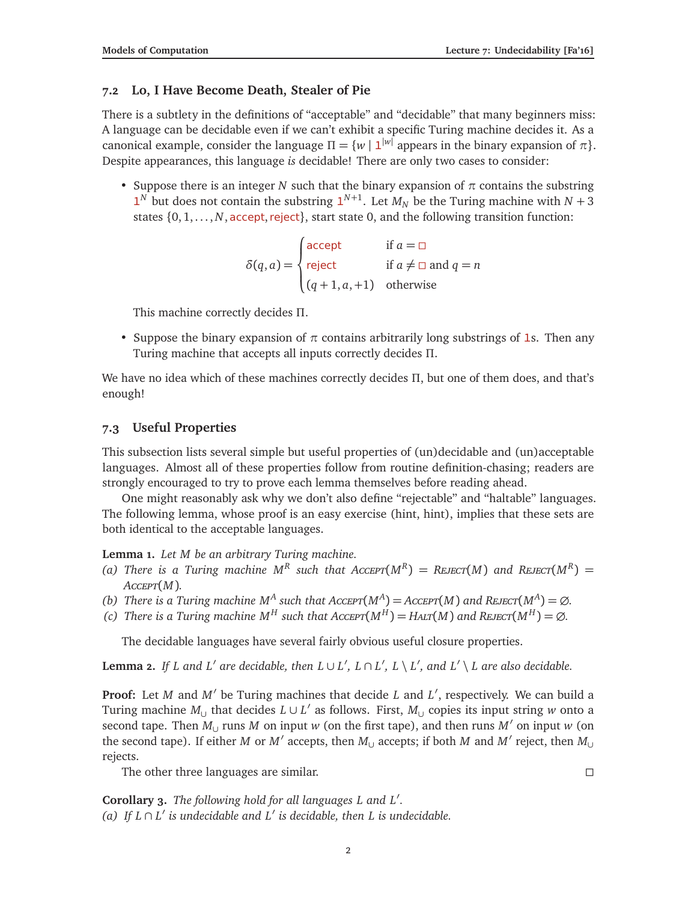### 7.2 Lo, I Have Become Death, Stealer of Pie

There is a subtlety in the definitions of "acceptable" and "decidable" that many beginners miss: A language can be decidable even if we can't exhibit a specific Turing machine decides it. As a canonical example, consider the language $\Pi = \{w \mid 1^{|w|} \text{ appears in the binary expansion of } \pi\}$. Despite appearances, this language *is* decidable! There are only two cases to consider:

- Suppose there is an integer $N$ such that the binary expansion of $\pi$ contains the substring $1^N$ but does not contain the substring $1^{N+1}$. Let $M_N$ be the Turing machine with $N+3$ states $\{0, 1, \ldots, N, \text{accept}, \text{reject}\}$, start state 0, and the following transition function:

$$\delta(q, a) = \begin{cases} \text{accept} & \text{if } a = \square \\ \text{reject} & \text{if } a \neq \square \text{ and } q = n \\ (q+1, a, +1) & \text{otherwise} \end{cases}$$

  This machine correctly decides $\Pi$.

- Suppose the binary expansion of $\pi$ contains arbitrarily long substrings of 1s. Then any Turing machine that accepts all inputs correctly decides $\Pi$.

We have no idea which of these machines correctly decides $\Pi$, but one of them does, and that's enough!

### 7.3 Useful Properties

This subsection lists several simple but useful properties of (un)decidable and (un)acceptable languages. Almost all of these properties follow from routine definition-chasing; readers are strongly encouraged to try to prove each lemma themselves before reading ahead.

One might reasonably ask why we don't also define "rejectable" and "haltable" languages. The following lemma, whose proof is an easy exercise (hint, hint), implies that these sets are both identical to the acceptable languages.

**Lemma 1.** *Let $M$ be an arbitrary Turing machine.*
*(a) There is a Turing machine $M^R$ such that $\text{Accept}(M^R) = \text{Reject}(M)$ and $\text{Reject}(M^R) = \text{Accept}(M)$.*
*(b) There is a Turing machine $M^A$ such that $\text{Accept}(M^A) = \text{Accept}(M)$ and $\text{Reject}(M^A) = \varnothing$.*
*(c) There is a Turing machine $M^H$ such that $\text{Accept}(M^H) = \text{Halt}(M)$ and $\text{Reject}(M^H) = \varnothing$.*

The decidable languages have several fairly obvious useful closure properties.

**Lemma 2.** *If $L$ and $L'$ are decidable, then $L \cup L'$, $L \cap L'$, $L \setminus L'$, and $L' \setminus L$ are also decidable.*

**Proof:** Let $M$ and $M'$ be Turing machines that decide $L$ and $L'$, respectively. We can build a Turing machine $M_\cup$ that decides $L \cup L'$ as follows. First, $M_\cup$ copies its input string $w$ onto a second tape. Then $M_\cup$ runs $M$ on input $w$ (on the first tape), and then runs $M'$ on input $w$ (on the second tape). If either $M$ or $M'$ accepts, then $M_\cup$ accepts; if both $M$ and $M'$ reject, then $M_\cup$ rejects.

The other three languages are similar. $\square$

**Corollary 3.** *The following hold for all languages $L$ and $L'$.*
*(a) If $L \cap L'$ is undecidable and $L'$ is decidable, then $L$ is undecidable.*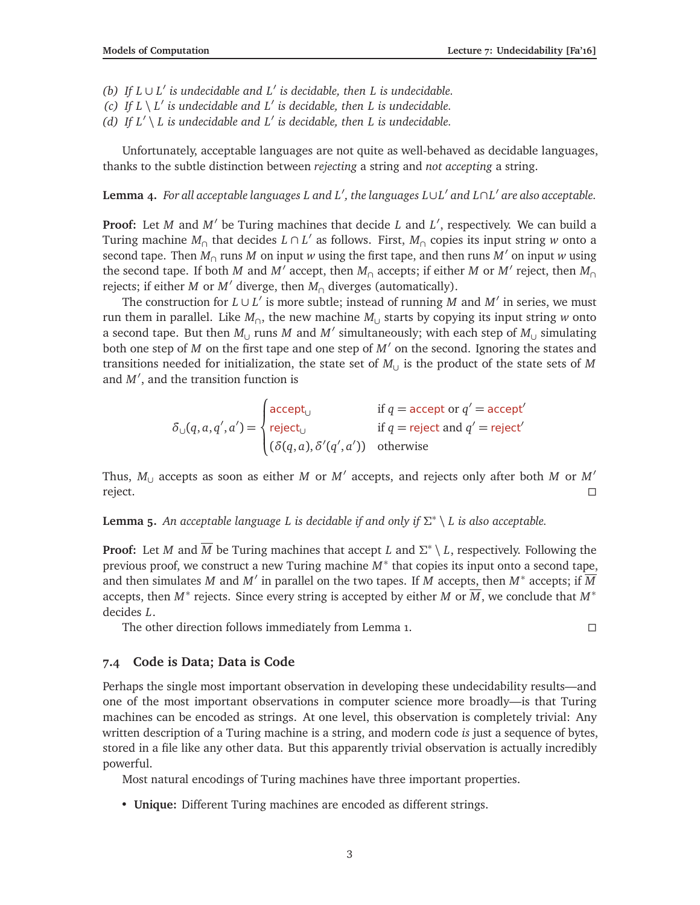*(b) If $L \cup L'$ is undecidable and $L'$ is decidable, then $L$ is undecidable.*
*(c) If $L \setminus L'$ is undecidable and $L'$ is decidable, then $L$ is undecidable.*
*(d) If $L' \setminus L$ is undecidable and $L'$ is decidable, then $L$ is undecidable.*

Unfortunately, acceptable languages are not quite as well-behaved as decidable languages, thanks to the subtle distinction between *rejecting* a string and *not accepting* a string.

**Lemma 4.** *For all acceptable languages $L$ and $L'$, the languages $L \cup L'$ and $L \cap L'$ are also acceptable.*

**Proof:** Let $M$ and $M'$ be Turing machines that decide $L$ and $L'$, respectively. We can build a Turing machine $M_\cap$ that decides $L \cap L'$ as follows. First, $M_\cap$ copies its input string $w$ onto a second tape. Then $M_\cap$ runs $M$ on input $w$ using the first tape, and then runs $M'$ on input $w$ using the second tape. If both $M$ and $M'$ accept, then $M_\cap$ accepts; if either $M$ or $M'$ reject, then $M_\cap$ rejects; if either $M$ or $M'$ diverge, then $M_\cap$ diverges (automatically).

The construction for $L \cup L'$ is more subtle; instead of running $M$ and $M'$ in series, we must run them in parallel. Like $M_\cap$, the new machine $M_\cup$ starts by copying its input string $w$ onto a second tape. But then $M_\cup$ runs $M$ and $M'$ simultaneously; with each step of $M_\cup$ simulating both one step of $M$ on the first tape and one step of $M'$ on the second. Ignoring the states and transitions needed for initialization, the state set of $M_\cup$ is the product of the state sets of $M$ and $M'$, and the transition function is

$$\delta_\cup(q, a, q', a') = \begin{cases} \mathsf{accept}_\cup & \text{if } q = \mathsf{accept} \text{ or } q' = \mathsf{accept}' \\ \mathsf{reject}_\cup & \text{if } q = \mathsf{reject} \text{ and } q' = \mathsf{reject}' \\ (\delta(q,a), \delta'(q',a')) & \text{otherwise} \end{cases}$$

Thus, $M_\cup$ accepts as soon as either $M$ or $M'$ accepts, and rejects only after both $M$ or $M'$ reject. $\square$

**Lemma 5.** *An acceptable language $L$ is decidable if and only if $\Sigma^* \setminus L$ is also acceptable.*

**Proof:** Let $M$ and $\overline{M}$ be Turing machines that accept $L$ and $\Sigma^* \setminus L$, respectively. Following the previous proof, we construct a new Turing machine $M^*$ that copies its input onto a second tape, and then simulates $M$ and $M'$ in parallel on the two tapes. If $M$ accepts, then $M^*$ accepts; if $\overline{M}$ accepts, then $M^*$ rejects. Since every string is accepted by either $M$ or $\overline{M}$, we conclude that $M^*$ decides $L$.

The other direction follows immediately from Lemma 1. $\square$

### 7.4 Code is Data; Data is Code

Perhaps the single most important observation in developing these undecidability results—and one of the most important observations in computer science more broadly—is that Turing machines can be encoded as strings. At one level, this observation is completely trivial: Any written description of a Turing machine is a string, and modern code *is* just a sequence of bytes, stored in a file like any other data. But this apparently trivial observation is actually incredibly powerful.

Most natural encodings of Turing machines have three important properties.

- **Unique:** Different Turing machines are encoded as different strings.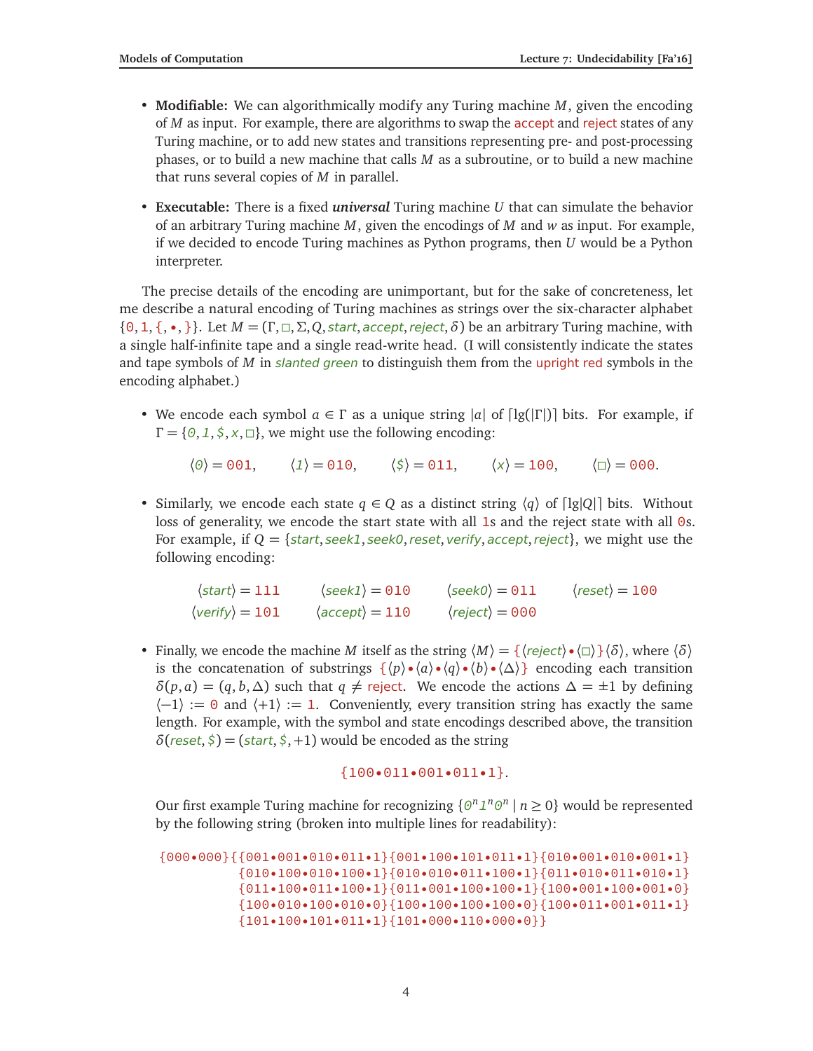- **Modifiable:** We can algorithmically modify any Turing machine $M$, given the encoding of $M$ as input. For example, there are algorithms to swap the accept and reject states of any Turing machine, or to add new states and transitions representing pre- and post-processing phases, or to build a new machine that calls $M$ as a subroutine, or to build a new machine that runs several copies of $M$ in parallel.

- **Executable:** There is a fixed ***universal*** Turing machine $U$ that can simulate the behavior of an arbitrary Turing machine $M$, given the encodings of $M$ and $w$ as input. For example, if we decided to encode Turing machines as Python programs, then $U$ would be a Python interpreter.

The precise details of the encoding are unimportant, but for the sake of concreteness, let me describe a natural encoding of Turing machines as strings over the six-character alphabet $\{0, 1, \{, \bullet, \}\}$. Let $M = (\Gamma, \square, \Sigma, Q, \mathit{start}, \mathit{accept}, \mathit{reject}, \delta)$ be an arbitrary Turing machine, with a single half-infinite tape and a single read-write head. (I will consistently indicate the states and tape symbols of $M$ in *slanted green* to distinguish them from the upright red symbols in the encoding alphabet.)

- We encode each symbol $a \in \Gamma$ as a unique string $|a|$ of $\lceil \lg(|\Gamma|) \rceil$ bits. For example, if $\Gamma = \{0, 1, \$, x, \square\}$, we might use the following encoding:

  $$\langle 0 \rangle = \texttt{001}, \qquad \langle 1 \rangle = \texttt{010}, \qquad \langle \$ \rangle = \texttt{011}, \qquad \langle x \rangle = \texttt{100}, \qquad \langle \square \rangle = \texttt{000}.$$

- Similarly, we encode each state $q \in Q$ as a distinct string $\langle q \rangle$ of $\lceil \lg |Q| \rceil$ bits. Without loss of generality, we encode the start state with all 1s and the reject state with all 0s. For example, if $Q = \{\mathit{start}, \mathit{seek1}, \mathit{seek0}, \mathit{reset}, \mathit{verify}, \mathit{accept}, \mathit{reject}\}$, we might use the following encoding:

  $$\langle \mathit{start} \rangle = \texttt{111} \qquad \langle \mathit{seek1} \rangle = \texttt{010} \qquad \langle \mathit{seek0} \rangle = \texttt{011} \qquad \langle \mathit{reset} \rangle = \texttt{100}$$
  $$\langle \mathit{verify} \rangle = \texttt{101} \qquad \langle \mathit{accept} \rangle = \texttt{110} \qquad \langle \mathit{reject} \rangle = \texttt{000}$$

- Finally, we encode the machine $M$ itself as the string $\langle M \rangle = \{\langle \mathit{reject} \rangle \bullet \langle \square \rangle\} \langle \delta \rangle$, where $\langle \delta \rangle$ is the concatenation of substrings $\{\langle p \rangle \bullet \langle a \rangle \bullet \langle q \rangle \bullet \langle b \rangle \bullet \langle \Delta \rangle\}$ encoding each transition $\delta(p, a) = (q, b, \Delta)$ such that $q \neq$ reject. We encode the actions $\Delta = \pm 1$ by defining $\langle -1 \rangle := \texttt{0}$ and $\langle +1 \rangle := \texttt{1}$. Conveniently, every transition string has exactly the same length. For example, with the symbol and state encodings described above, the transition $\delta(\mathit{reset}, \$) = (\mathit{start}, \$, +1)$ would be encoded as the string

  $$\{100\bullet011\bullet001\bullet011\bullet1\}.$$

  Our first example Turing machine for recognizing $\{0^n 1^n 0^n \mid n \geq 0\}$ would be represented by the following string (broken into multiple lines for readability):

```
{000•000}{{001•001•010•011•1}{001•100•101•011•1}{010•001•010•001•1}
          {010•100•010•100•1}{010•010•011•100•1}{011•010•011•010•1}
          {011•100•011•100•1}{011•001•100•100•1}{100•001•100•001•0}
          {100•010•100•010•0}{100•100•100•100•0}{100•011•001•011•1}
          {101•100•101•011•1}{101•000•110•000•0}}
```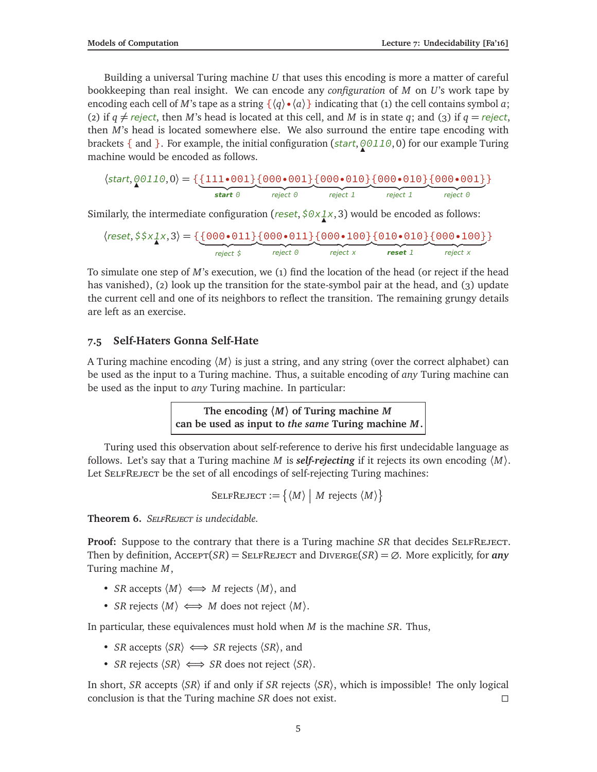Building a universal Turing machine $U$ that uses this encoding is more a matter of careful bookkeeping than real insight. We can encode any *configuration* of $M$ on $U$'s work tape by encoding each cell of $M$'s tape as a string $\{\langle q\rangle \bullet \langle a\rangle\}$ indicating that (1) the cell contains symbol $a$; (2) if $q \neq$ *reject*, then $M$'s head is located at this cell, and $M$ is in state $q$; and (3) if $q =$ *reject*, then $M$'s head is located somewhere else. We also surround the entire tape encoding with brackets { and }. For example, the initial configuration (*start*, $\underset{\blacktriangle}{0}0110$, 0) for our example Turing machine would be encoded as follows.

$$\langle \textit{start}, \underset{\blacktriangle}{0}0110, 0\rangle = \{\underbrace{\{111\bullet 001\}}_{\textit{start } 0}\underbrace{\{000\bullet 001\}}_{\textit{reject } 0}\underbrace{\{000\bullet 010\}}_{\textit{reject } 1}\underbrace{\{000\bullet 010\}}_{\textit{reject } 1}\underbrace{\{000\bullet 001\}}_{\textit{reject } 0}\}$$

Similarly, the intermediate configuration (*reset*, $\$0x\underset{\blacktriangle}{1}x$, 3) would be encoded as follows:

$$\langle \textit{reset}, \$\$x\underset{\blacktriangle}{1}x, 3\rangle = \{\underbrace{\{000\bullet 011\}}_{\textit{reject } \$}\underbrace{\{000\bullet 011\}}_{\textit{reject } 0}\underbrace{\{000\bullet 100\}}_{\textit{reject } x}\underbrace{\{010\bullet 010\}}_{\textit{reset } 1}\underbrace{\{000\bullet 100\}}_{\textit{reject } x}\}$$

To simulate one step of $M$'s execution, we (1) find the location of the head (or reject if the head has vanished), (2) look up the transition for the state-symbol pair at the head, and (3) update the current cell and one of its neighbors to reflect the transition. The remaining grungy details are left as an exercise.

## 7.5 Self-Haters Gonna Self-Hate

A Turing machine encoding $\langle M\rangle$ is just a string, and any string (over the correct alphabet) can be used as the input to a Turing machine. Thus, a suitable encoding of *any* Turing machine can be used as the input to *any* Turing machine. In particular:

> **The encoding $\langle M\rangle$ of Turing machine $M$**
> **can be used as input to *the same* Turing machine $M$.**

Turing used this observation about self-reference to derive his first undecidable language as follows. Let's say that a Turing machine $M$ is ***self-rejecting*** if it rejects its own encoding $\langle M\rangle$. Let SelfReject be the set of all encodings of self-rejecting Turing machines:

$$\textsc{SelfReject} := \big\{\langle M\rangle \;\big|\; M \text{ rejects } \langle M\rangle\big\}$$

**Theorem 6.** *SelfReject is undecidable.*

**Proof:** Suppose to the contrary that there is a Turing machine $SR$ that decides SelfReject. Then by definition, $\textsc{Accept}(SR) = \textsc{SelfReject}$ and $\textsc{Diverge}(SR) = \varnothing$. More explicitly, for ***any*** Turing machine $M$,

- $SR$ accepts $\langle M\rangle \iff M$ rejects $\langle M\rangle$, and
- $SR$ rejects $\langle M\rangle \iff M$ does not reject $\langle M\rangle$.

In particular, these equivalences must hold when $M$ is the machine $SR$. Thus,

- $SR$ accepts $\langle SR\rangle \iff SR$ rejects $\langle SR\rangle$, and
- $SR$ rejects $\langle SR\rangle \iff SR$ does not reject $\langle SR\rangle$.

In short, $SR$ accepts $\langle SR\rangle$ if and only if $SR$ rejects $\langle SR\rangle$, which is impossible! The only logical conclusion is that the Turing machine $SR$ does not exist. □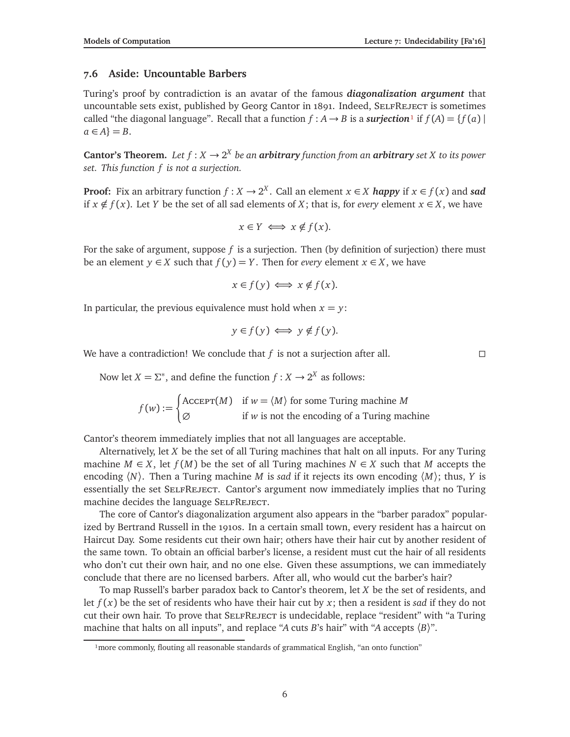## 7.6 Aside: Uncountable Barbers

Turing's proof by contradiction is an avatar of the famous ***diagonalization argument*** that uncountable sets exist, published by Georg Cantor in 1891. Indeed, SelfReject is sometimes called "the diagonal language". Recall that a function $f : A \to B$ is a ***surjection***[1] if $f(A) = \{f(a) \mid a \in A\} = B$.

**Cantor's Theorem.** *Let $f : X \to 2^X$ be an **arbitrary** function from an **arbitrary** set $X$ to its power set. This function $f$ is not a surjection.*

**Proof:** Fix an arbitrary function $f : X \to 2^X$. Call an element $x \in X$ ***happy*** if $x \in f(x)$ and ***sad*** if $x \notin f(x)$. Let $Y$ be the set of all sad elements of $X$; that is, for *every* element $x \in X$, we have

$$x \in Y \iff x \notin f(x).$$

For the sake of argument, suppose $f$ is a surjection. Then (by definition of surjection) there must be an element $y \in X$ such that $f(y) = Y$. Then for *every* element $x \in X$, we have

$$x \in f(y) \iff x \notin f(x).$$

In particular, the previous equivalence must hold when $x = y$:

$$y \in f(y) \iff y \notin f(y).$$

We have a contradiction! We conclude that $f$ is not a surjection after all. □

Now let $X = \Sigma^*$, and define the function $f : X \to 2^X$ as follows:

$$f(w) := \begin{cases} \text{Accept}(M) & \text{if } w = \langle M \rangle \text{ for some Turing machine } M \\ \varnothing & \text{if } w \text{ is not the encoding of a Turing machine} \end{cases}$$

Cantor's theorem immediately implies that not all languages are acceptable.

Alternatively, let $X$ be the set of all Turing machines that halt on all inputs. For any Turing machine $M \in X$, let $f(M)$ be the set of all Turing machines $N \in X$ such that $M$ accepts the encoding $\langle N \rangle$. Then a Turing machine $M$ is *sad* if it rejects its own encoding $\langle M \rangle$; thus, $Y$ is essentially the set SelfReject. Cantor's argument now immediately implies that no Turing machine decides the language SelfReject.

The core of Cantor's diagonalization argument also appears in the "barber paradox" popularized by Bertrand Russell in the 1910s. In a certain small town, every resident has a haircut on Haircut Day. Some residents cut their own hair; others have their hair cut by another resident of the same town. To obtain an official barber's license, a resident must cut the hair of all residents who don't cut their own hair, and no one else. Given these assumptions, we can immediately conclude that there are no licensed barbers. After all, who would cut the barber's hair?

To map Russell's barber paradox back to Cantor's theorem, let $X$ be the set of residents, and let $f(x)$ be the set of residents who have their hair cut by $x$; then a resident is *sad* if they do not cut their own hair. To prove that SelfReject is undecidable, replace "resident" with "a Turing machine that halts on all inputs", and replace "$A$ cuts $B$'s hair" with "$A$ accepts $\langle B \rangle$".

[1] more commonly, flouting all reasonable standards of grammatical English, "an onto function"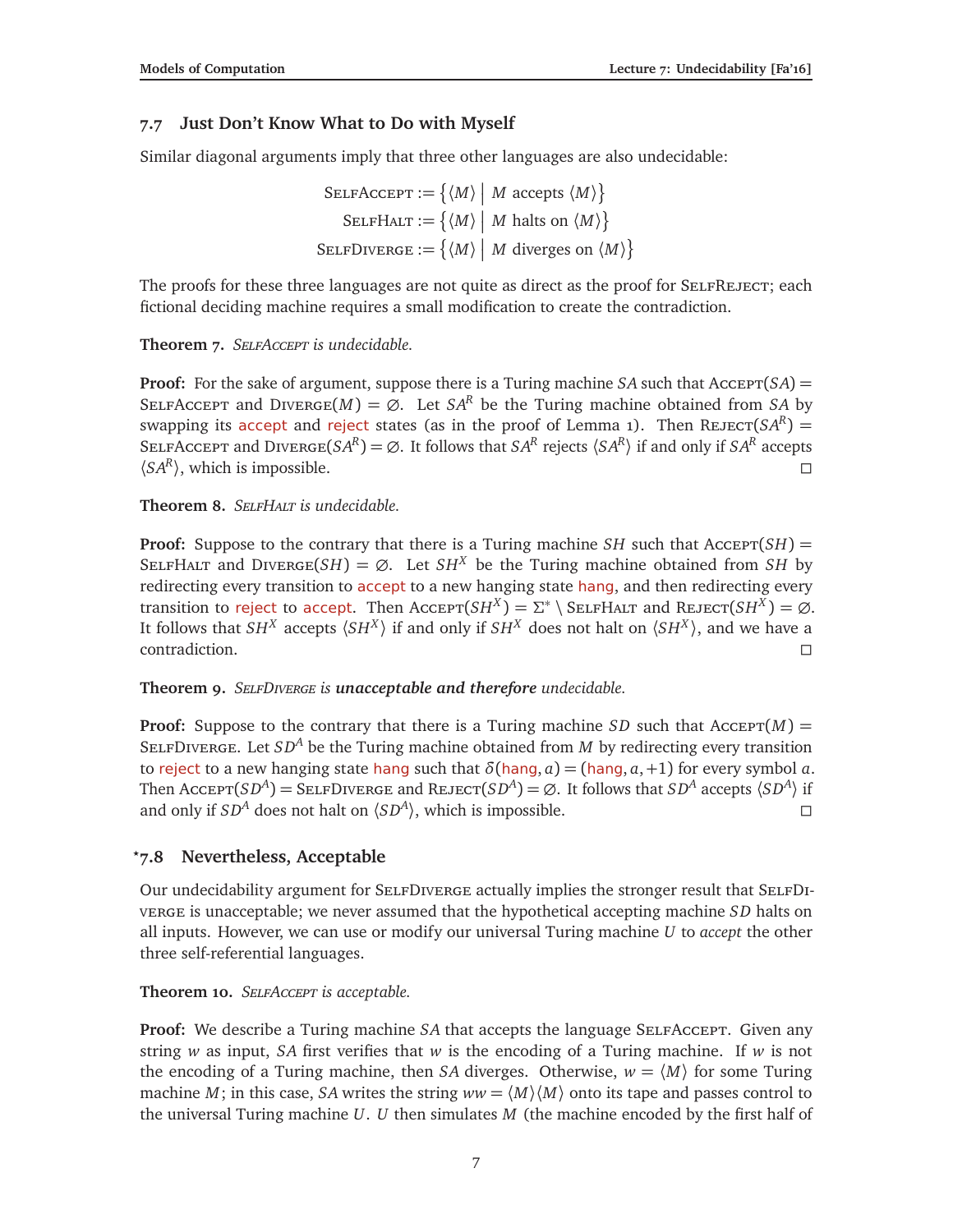## 7.7 Just Don't Know What to Do with Myself

Similar diagonal arguments imply that three other languages are also undecidable:

$$\text{SelfAccept} := \{\langle M\rangle \mid M \text{ accepts } \langle M\rangle\}$$
$$\text{SelfHalt} := \{\langle M\rangle \mid M \text{ halts on } \langle M\rangle\}$$
$$\text{SelfDiverge} := \{\langle M\rangle \mid M \text{ diverges on } \langle M\rangle\}$$

The proofs for these three languages are not quite as direct as the proof for SelfReject; each fictional deciding machine requires a small modification to create the contradiction.

**Theorem 7.** *SelfAccept is undecidable.*

**Proof:** For the sake of argument, suppose there is a Turing machine $SA$ such that $\text{Accept}(SA) = \text{SelfAccept}$ and $\text{Diverge}(M) = \varnothing$. Let $SA^R$ be the Turing machine obtained from $SA$ by swapping its accept and reject states (as in the proof of Lemma 1). Then $\text{Reject}(SA^R) = \text{SelfAccept}$ and $\text{Diverge}(SA^R) = \varnothing$. It follows that $SA^R$ rejects $\langle SA^R\rangle$ if and only if $SA^R$ accepts $\langle SA^R\rangle$, which is impossible. □

**Theorem 8.** *SelfHalt is undecidable.*

**Proof:** Suppose to the contrary that there is a Turing machine $SH$ such that $\text{Accept}(SH) = \text{SelfHalt}$ and $\text{Diverge}(SH) = \varnothing$. Let $SH^X$ be the Turing machine obtained from $SH$ by redirecting every transition to accept to a new hanging state hang, and then redirecting every transition to reject to accept. Then $\text{Accept}(SH^X) = \Sigma^* \setminus \text{SelfHalt}$ and $\text{Reject}(SH^X) = \varnothing$. It follows that $SH^X$ accepts $\langle SH^X\rangle$ if and only if $SH^X$ does not halt on $\langle SH^X\rangle$, and we have a contradiction. □

**Theorem 9.** *SelfDiverge is **unacceptable and therefore** undecidable.*

**Proof:** Suppose to the contrary that there is a Turing machine $SD$ such that $\text{Accept}(M) = \text{SelfDiverge}$. Let $SD^A$ be the Turing machine obtained from $M$ by redirecting every transition to reject to a new hanging state hang such that $\delta(\text{hang}, a) = (\text{hang}, a, +1)$ for every symbol $a$. Then $\text{Accept}(SD^A) = \text{SelfDiverge}$ and $\text{Reject}(SD^A) = \varnothing$. It follows that $SD^A$ accepts $\langle SD^A\rangle$ if and only if $SD^A$ does not halt on $\langle SD^A\rangle$, which is impossible. □

## *7.8 Nevertheless, Acceptable

Our undecidability argument for SelfDiverge actually implies the stronger result that SelfDiverge is unacceptable; we never assumed that the hypothetical accepting machine $SD$ halts on all inputs. However, we can use or modify our universal Turing machine $U$ to *accept* the other three self-referential languages.

**Theorem 10.** *SelfAccept is acceptable.*

**Proof:** We describe a Turing machine $SA$ that accepts the language SelfAccept. Given any string $w$ as input, $SA$ first verifies that $w$ is the encoding of a Turing machine. If $w$ is not the encoding of a Turing machine, then $SA$ diverges. Otherwise, $w = \langle M\rangle$ for some Turing machine $M$; in this case, $SA$ writes the string $ww = \langle M\rangle\langle M\rangle$ onto its tape and passes control to the universal Turing machine $U$. $U$ then simulates $M$ (the machine encoded by the first half of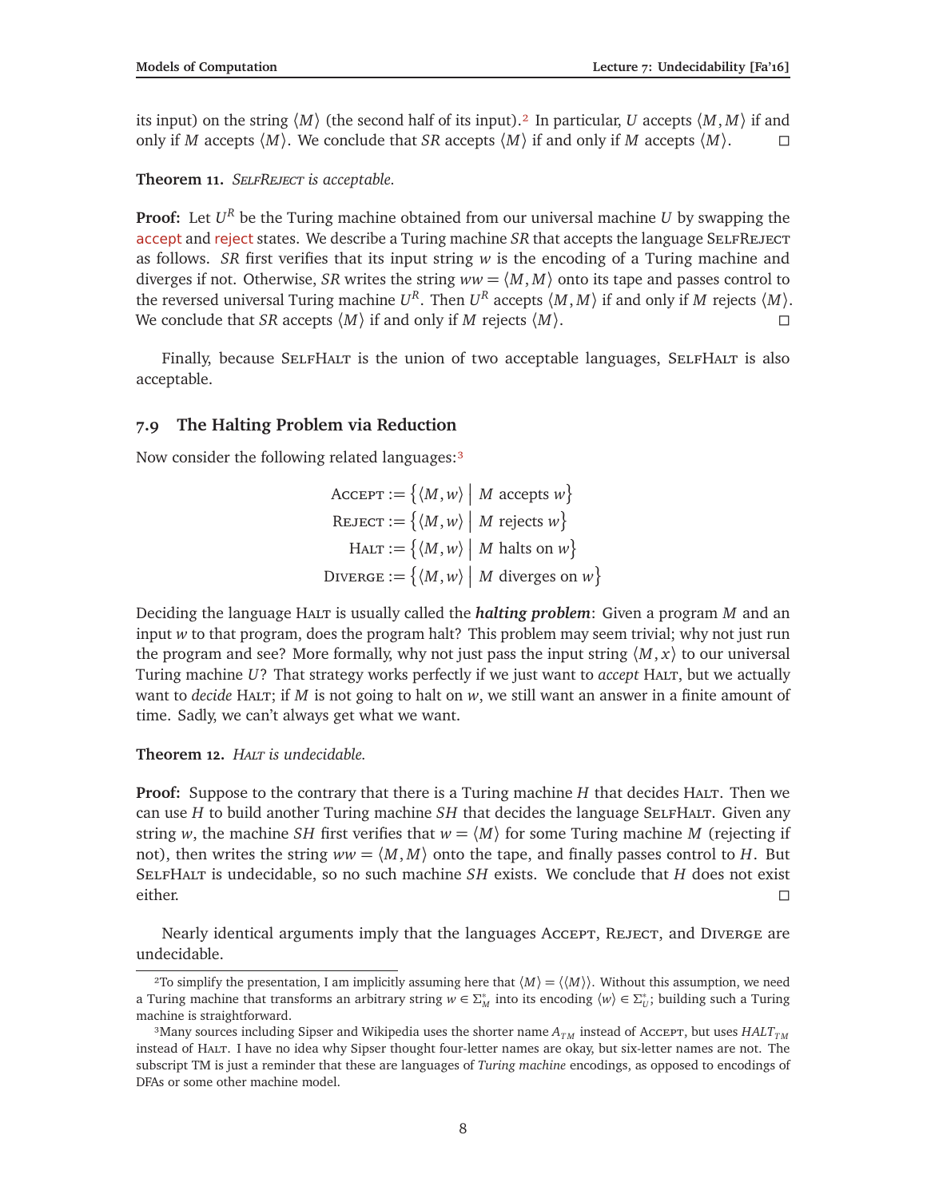its input) on the string $\langle M \rangle$ (the second half of its input).[2] In particular, $U$ accepts $\langle M, M \rangle$ if and only if $M$ accepts $\langle M \rangle$. We conclude that $SR$ accepts $\langle M \rangle$ if and only if $M$ accepts $\langle M \rangle$. □

**Theorem 11.** *SelfReject is acceptable.*

**Proof:** Let $U^R$ be the Turing machine obtained from our universal machine $U$ by swapping the accept and reject states. We describe a Turing machine $SR$ that accepts the language SelfReject as follows. $SR$ first verifies that its input string $w$ is the encoding of a Turing machine and diverges if not. Otherwise, $SR$ writes the string $ww = \langle M, M \rangle$ onto its tape and passes control to the reversed universal Turing machine $U^R$. Then $U^R$ accepts $\langle M, M \rangle$ if and only if $M$ rejects $\langle M \rangle$. We conclude that $SR$ accepts $\langle M \rangle$ if and only if $M$ rejects $\langle M \rangle$. □

Finally, because SelfHalt is the union of two acceptable languages, SelfHalt is also acceptable.

## 7.9 The Halting Problem via Reduction

Now consider the following related languages:[3]

$$\begin{aligned}
\text{Accept} &:= \big\{ \langle M, w \rangle \;\big|\; M \text{ accepts } w \big\} \\
\text{Reject} &:= \big\{ \langle M, w \rangle \;\big|\; M \text{ rejects } w \big\} \\
\text{Halt} &:= \big\{ \langle M, w \rangle \;\big|\; M \text{ halts on } w \big\} \\
\text{Diverge} &:= \big\{ \langle M, w \rangle \;\big|\; M \text{ diverges on } w \big\}
\end{aligned}$$

Deciding the language Halt is usually called the ***halting problem***: Given a program $M$ and an input $w$ to that program, does the program halt? This problem may seem trivial; why not just run the program and see? More formally, why not just pass the input string $\langle M, x \rangle$ to our universal Turing machine $U$? That strategy works perfectly if we just want to *accept* Halt, but we actually want to *decide* Halt; if $M$ is not going to halt on $w$, we still want an answer in a finite amount of time. Sadly, we can't always get what we want.

**Theorem 12.** *Halt is undecidable.*

**Proof:** Suppose to the contrary that there is a Turing machine $H$ that decides Halt. Then we can use $H$ to build another Turing machine $SH$ that decides the language SelfHalt. Given any string $w$, the machine $SH$ first verifies that $w = \langle M \rangle$ for some Turing machine $M$ (rejecting if not), then writes the string $ww = \langle M, M \rangle$ onto the tape, and finally passes control to $H$. But SelfHalt is undecidable, so no such machine $SH$ exists. We conclude that $H$ does not exist either. □

Nearly identical arguments imply that the languages Accept, Reject, and Diverge are undecidable.

---

[2] To simplify the presentation, I am implicitly assuming here that $\langle M \rangle = \langle \langle M \rangle \rangle$. Without this assumption, we need a Turing machine that transforms an arbitrary string $w \in \Sigma_M^*$ into its encoding $\langle w \rangle \in \Sigma_U^*$; building such a Turing machine is straightforward.

[3] Many sources including Sipser and Wikipedia uses the shorter name $A_{TM}$ instead of Accept, but uses $HALT_{TM}$ instead of Halt. I have no idea why Sipser thought four-letter names are okay, but six-letter names are not. The subscript TM is just a reminder that these are languages of *Turing machine* encodings, as opposed to encodings of DFAs or some other machine model.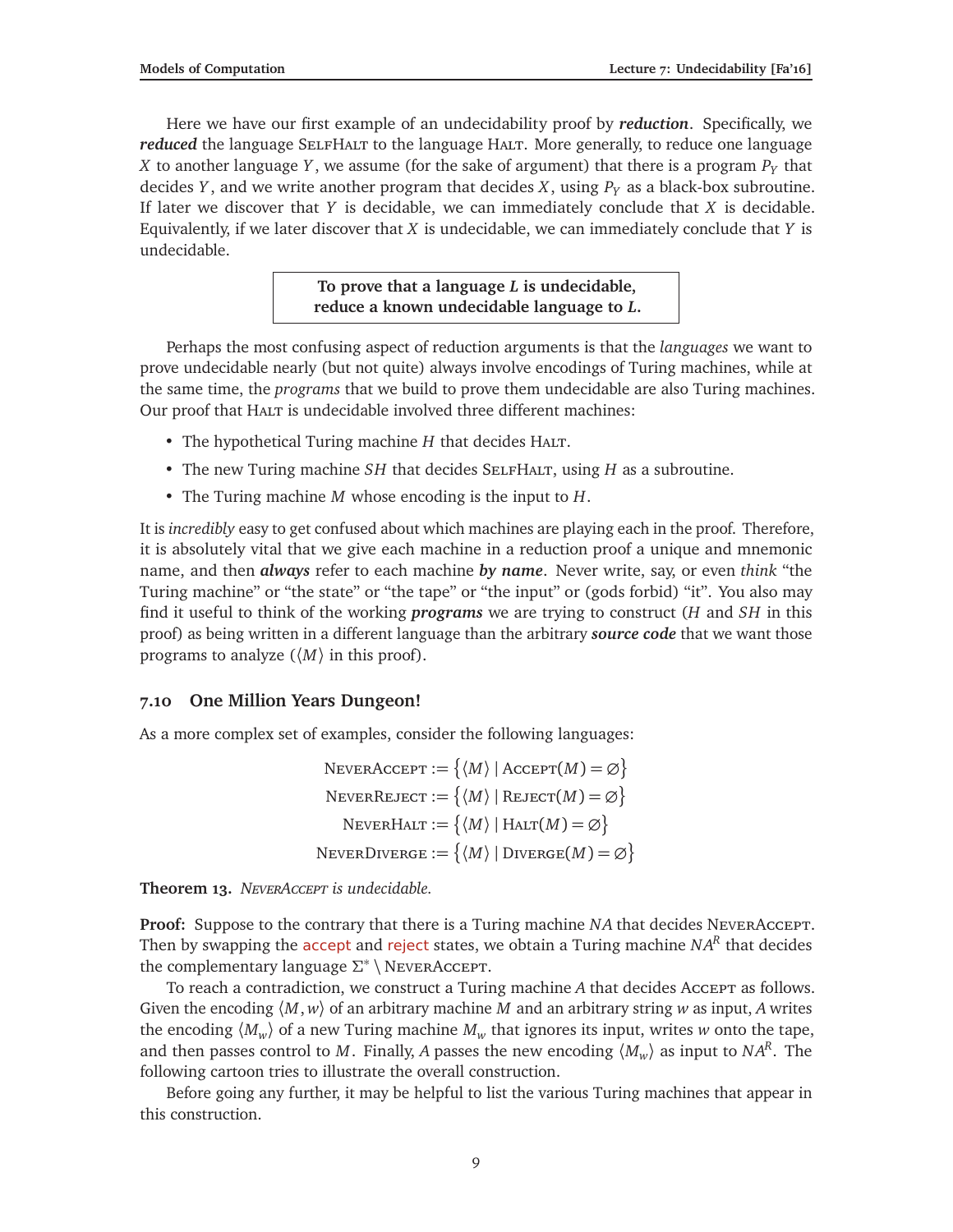Here we have our first example of an undecidability proof by ***reduction***. Specifically, we ***reduced*** the language SELFHALT to the language HALT. More generally, to reduce one language $X$ to another language $Y$, we assume (for the sake of argument) that there is a program $P_Y$ that decides $Y$, and we write another program that decides $X$, using $P_Y$ as a black-box subroutine. If later we discover that $Y$ is decidable, we can immediately conclude that $X$ is decidable. Equivalently, if we later discover that $X$ is undecidable, we can immediately conclude that $Y$ is undecidable.

> **To prove that a language $L$ is undecidable, reduce a known undecidable language to $L$.**

Perhaps the most confusing aspect of reduction arguments is that the *languages* we want to prove undecidable nearly (but not quite) always involve encodings of Turing machines, while at the same time, the *programs* that we build to prove them undecidable are also Turing machines. Our proof that HALT is undecidable involved three different machines:

- The hypothetical Turing machine $H$ that decides HALT.
- The new Turing machine $SH$ that decides SELFHALT, using $H$ as a subroutine.
- The Turing machine $M$ whose encoding is the input to $H$.

It is *incredibly* easy to get confused about which machines are playing each in the proof. Therefore, it is absolutely vital that we give each machine in a reduction proof a unique and mnemonic name, and then ***always*** refer to each machine ***by name***. Never write, say, or even *think* "the Turing machine" or "the state" or "the tape" or "the input" or (gods forbid) "it". You also may find it useful to think of the working ***programs*** we are trying to construct ($H$ and $SH$ in this proof) as being written in a different language than the arbitrary ***source code*** that we want those programs to analyze ($\langle M \rangle$ in this proof).

## 7.10 One Million Years Dungeon!

As a more complex set of examples, consider the following languages:

$$\text{NEVERACCEPT} := \{\langle M \rangle \mid \text{ACCEPT}(M) = \varnothing\}$$
$$\text{NEVERREJECT} := \{\langle M \rangle \mid \text{REJECT}(M) = \varnothing\}$$
$$\text{NEVERHALT} := \{\langle M \rangle \mid \text{HALT}(M) = \varnothing\}$$
$$\text{NEVERDIVERGE} := \{\langle M \rangle \mid \text{DIVERGE}(M) = \varnothing\}$$

**Theorem 13.** *NEVERACCEPT is undecidable.*

**Proof:** Suppose to the contrary that there is a Turing machine $NA$ that decides NEVERACCEPT. Then by swapping the accept and reject states, we obtain a Turing machine $NA^R$ that decides the complementary language $\Sigma^* \setminus \text{NEVERACCEPT}$.

To reach a contradiction, we construct a Turing machine $A$ that decides ACCEPT as follows. Given the encoding $\langle M, w \rangle$ of an arbitrary machine $M$ and an arbitrary string $w$ as input, $A$ writes the encoding $\langle M_w \rangle$ of a new Turing machine $M_w$ that ignores its input, writes $w$ onto the tape, and then passes control to $M$. Finally, $A$ passes the new encoding $\langle M_w \rangle$ as input to $NA^R$. The following cartoon tries to illustrate the overall construction.

Before going any further, it may be helpful to list the various Turing machines that appear in this construction.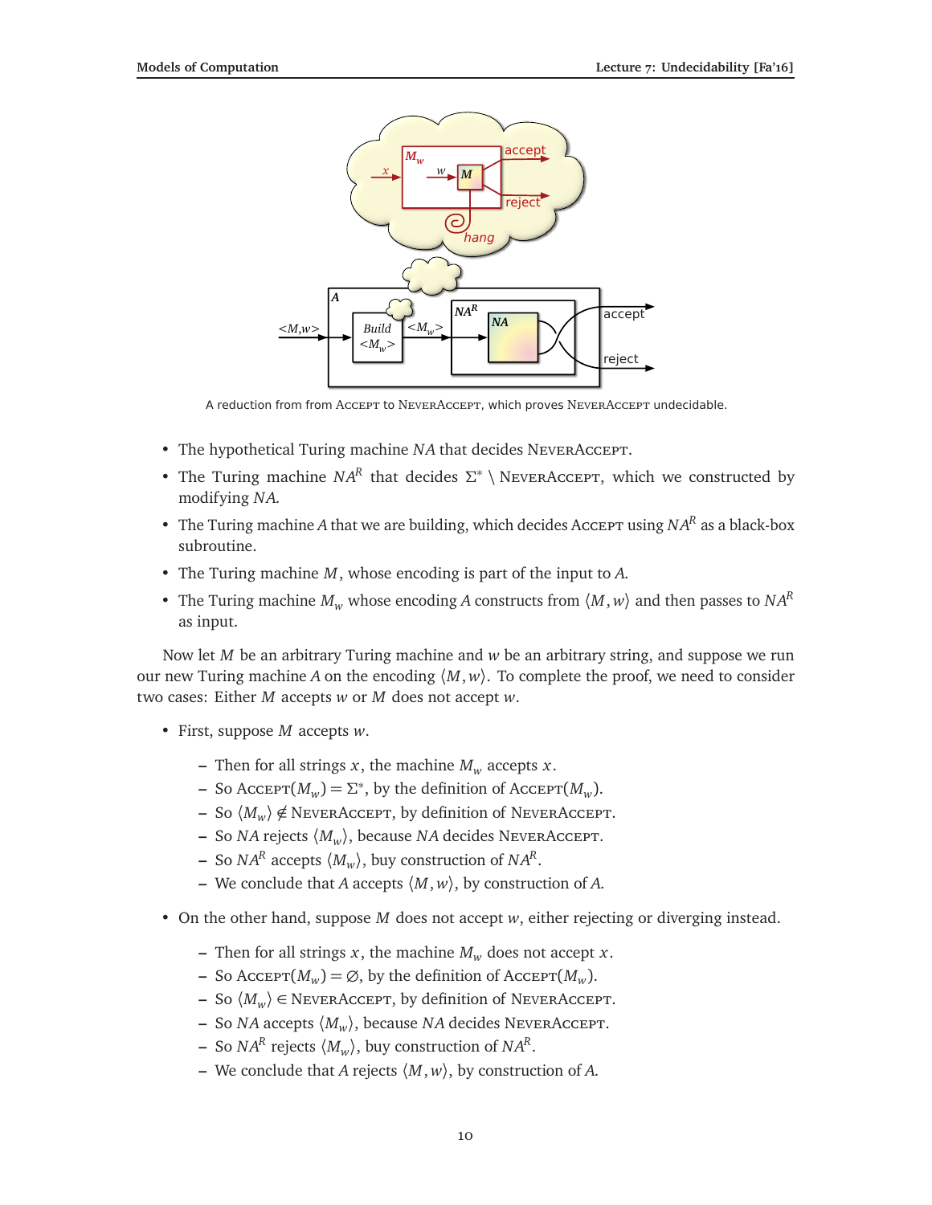A reduction from from Accept to NeverAccept, which proves NeverAccept undecidable.

- The hypothetical Turing machine $NA$ that decides NeverAccept.
- The Turing machine $NA^R$ that decides $\Sigma^* \setminus$ NeverAccept, which we constructed by modifying $NA$.
- The Turing machine $A$ that we are building, which decides Accept using $NA^R$ as a black-box subroutine.
- The Turing machine $M$, whose encoding is part of the input to $A$.
- The Turing machine $M_w$ whose encoding $A$ constructs from $\langle M, w\rangle$ and then passes to $NA^R$ as input.

Now let $M$ be an arbitrary Turing machine and $w$ be an arbitrary string, and suppose we run our new Turing machine $A$ on the encoding $\langle M, w\rangle$. To complete the proof, we need to consider two cases: Either $M$ accepts $w$ or $M$ does not accept $w$.

- First, suppose $M$ accepts $w$.
  - Then for all strings $x$, the machine $M_w$ accepts $x$.
  - So $\text{Accept}(M_w) = \Sigma^*$, by the definition of $\text{Accept}(M_w)$.
  - So $\langle M_w\rangle \notin$ NeverAccept, by definition of NeverAccept.
  - So $NA$ rejects $\langle M_w\rangle$, because $NA$ decides NeverAccept.
  - So $NA^R$ accepts $\langle M_w\rangle$, buy construction of $NA^R$.
  - We conclude that $A$ accepts $\langle M, w\rangle$, by construction of $A$.
- On the other hand, suppose $M$ does not accept $w$, either rejecting or diverging instead.
  - Then for all strings $x$, the machine $M_w$ does not accept $x$.
  - So $\text{Accept}(M_w) = \varnothing$, by the definition of $\text{Accept}(M_w)$.
  - So $\langle M_w\rangle \in$ NeverAccept, by definition of NeverAccept.
  - So $NA$ accepts $\langle M_w\rangle$, because $NA$ decides NeverAccept.
  - So $NA^R$ rejects $\langle M_w\rangle$, buy construction of $NA^R$.
  - We conclude that $A$ rejects $\langle M, w\rangle$, by construction of $A$.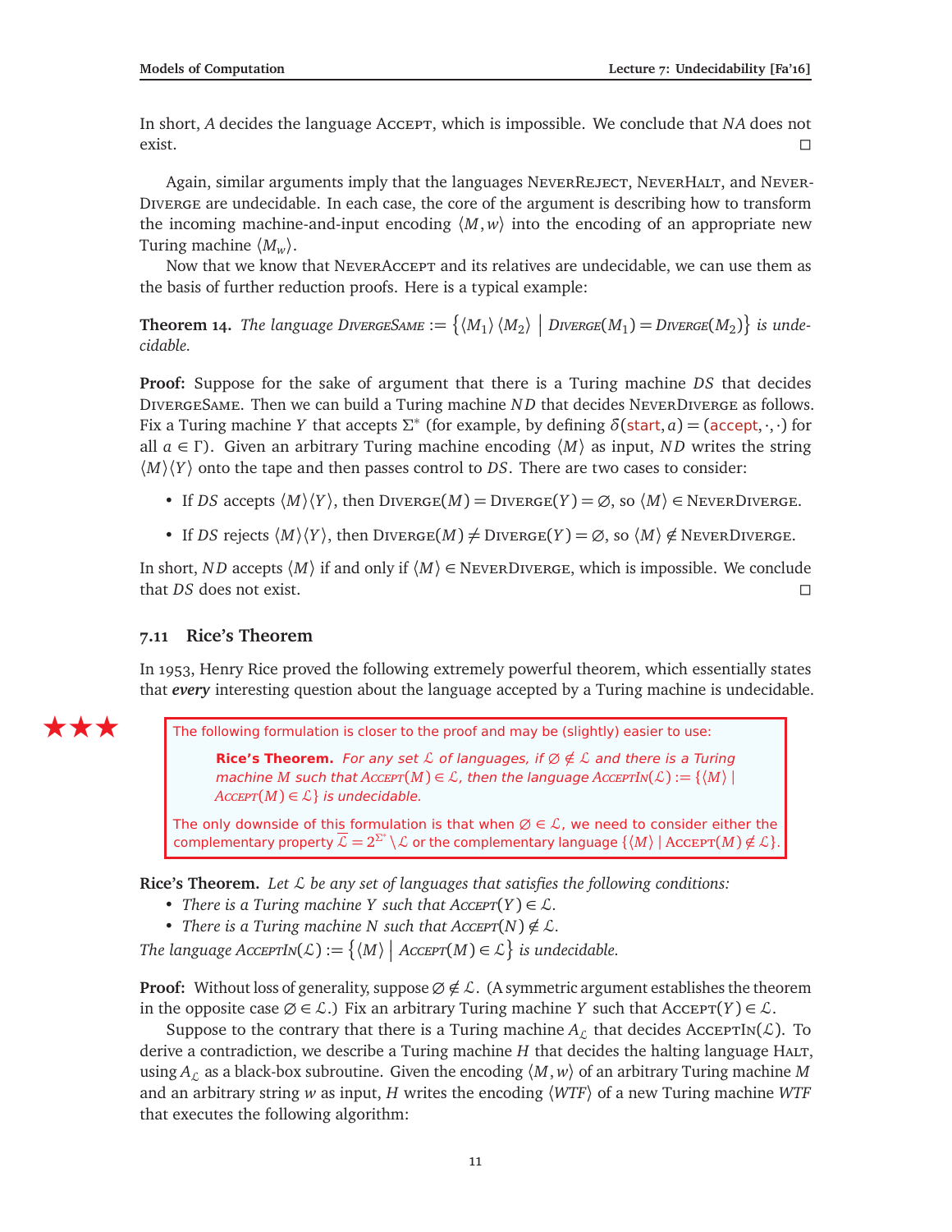In short, $A$ decides the language ACCEPT, which is impossible. We conclude that $NA$ does not exist. □

Again, similar arguments imply that the languages NEVERREJECT, NEVERHALT, and NEVERDIVERGE are undecidable. In each case, the core of the argument is describing how to transform the incoming machine-and-input encoding $\langle M, w\rangle$ into the encoding of an appropriate new Turing machine $\langle M_w \rangle$.

Now that we know that NEVERACCEPT and its relatives are undecidable, we can use them as the basis of further reduction proofs. Here is a typical example:

**Theorem 14.** *The language* DIVERGESAME $:= \left\{ \langle M_1 \rangle \langle M_2 \rangle \;\middle|\; \text{DIVERGE}(M_1) = \text{DIVERGE}(M_2) \right\}$ *is undecidable.*

**Proof:** Suppose for the sake of argument that there is a Turing machine $DS$ that decides DIVERGESAME. Then we can build a Turing machine $ND$ that decides NEVERDIVERGE as follows. Fix a Turing machine $Y$ that accepts $\Sigma^*$ (for example, by defining $\delta(\text{start}, a) = (\text{accept}, \cdot, \cdot)$ for all $a \in \Gamma$). Given an arbitrary Turing machine encoding $\langle M \rangle$ as input, $ND$ writes the string $\langle M \rangle\langle Y \rangle$ onto the tape and then passes control to $DS$. There are two cases to consider:

- If $DS$ accepts $\langle M \rangle\langle Y \rangle$, then $\text{DIVERGE}(M) = \text{DIVERGE}(Y) = \varnothing$, so $\langle M \rangle \in$ NEVERDIVERGE.
- If $DS$ rejects $\langle M \rangle\langle Y \rangle$, then $\text{DIVERGE}(M) \neq \text{DIVERGE}(Y) = \varnothing$, so $\langle M \rangle \notin$ NEVERDIVERGE.

In short, $ND$ accepts $\langle M \rangle$ if and only if $\langle M \rangle \in$ NEVERDIVERGE, which is impossible. We conclude that $DS$ does not exist. □

## 7.11 Rice's Theorem

In 1953, Henry Rice proved the following extremely powerful theorem, which essentially states that ***every*** interesting question about the language accepted by a Turing machine is undecidable.

★★★

> The following formulation is closer to the proof and may be (slightly) easier to use:
>
> **Rice's Theorem.** *For any set $\mathcal{L}$ of languages, if $\varnothing \notin \mathcal{L}$ and there is a Turing machine $M$ such that $\text{ACCEPT}(M) \in \mathcal{L}$, then the language $\text{ACCEPTIN}(\mathcal{L}) := \{\langle M \rangle \mid \text{ACCEPT}(M) \in \mathcal{L}\}$ is undecidable.*
>
> The only downside of this formulation is that when $\varnothing \in \mathcal{L}$, we need to consider either the complementary property $\overline{\mathcal{L}} = 2^{\Sigma^*} \setminus \mathcal{L}$ or the complementary language $\{\langle M \rangle \mid \text{ACCEPT}(M) \notin \mathcal{L}\}$.

**Rice's Theorem.** *Let $\mathcal{L}$ be any set of languages that satisfies the following conditions:*

- *There is a Turing machine $Y$ such that $\text{ACCEPT}(Y) \in \mathcal{L}$.*
- *There is a Turing machine $N$ such that $\text{ACCEPT}(N) \notin \mathcal{L}$.*

*The language $\text{ACCEPTIN}(\mathcal{L}) := \left\{ \langle M \rangle \;\middle|\; \text{ACCEPT}(M) \in \mathcal{L} \right\}$ is undecidable.*

**Proof:** Without loss of generality, suppose $\varnothing \notin \mathcal{L}$. (A symmetric argument establishes the theorem in the opposite case $\varnothing \in \mathcal{L}$.) Fix an arbitrary Turing machine $Y$ such that $\text{ACCEPT}(Y) \in \mathcal{L}$.

Suppose to the contrary that there is a Turing machine $A_{\mathcal{L}}$ that decides $\text{ACCEPTIN}(\mathcal{L})$. To derive a contradiction, we describe a Turing machine $H$ that decides the halting language HALT, using $A_{\mathcal{L}}$ as a black-box subroutine. Given the encoding $\langle M, w \rangle$ of an arbitrary Turing machine $M$ and an arbitrary string $w$ as input, $H$ writes the encoding $\langle WTF \rangle$ of a new Turing machine $WTF$ that executes the following algorithm: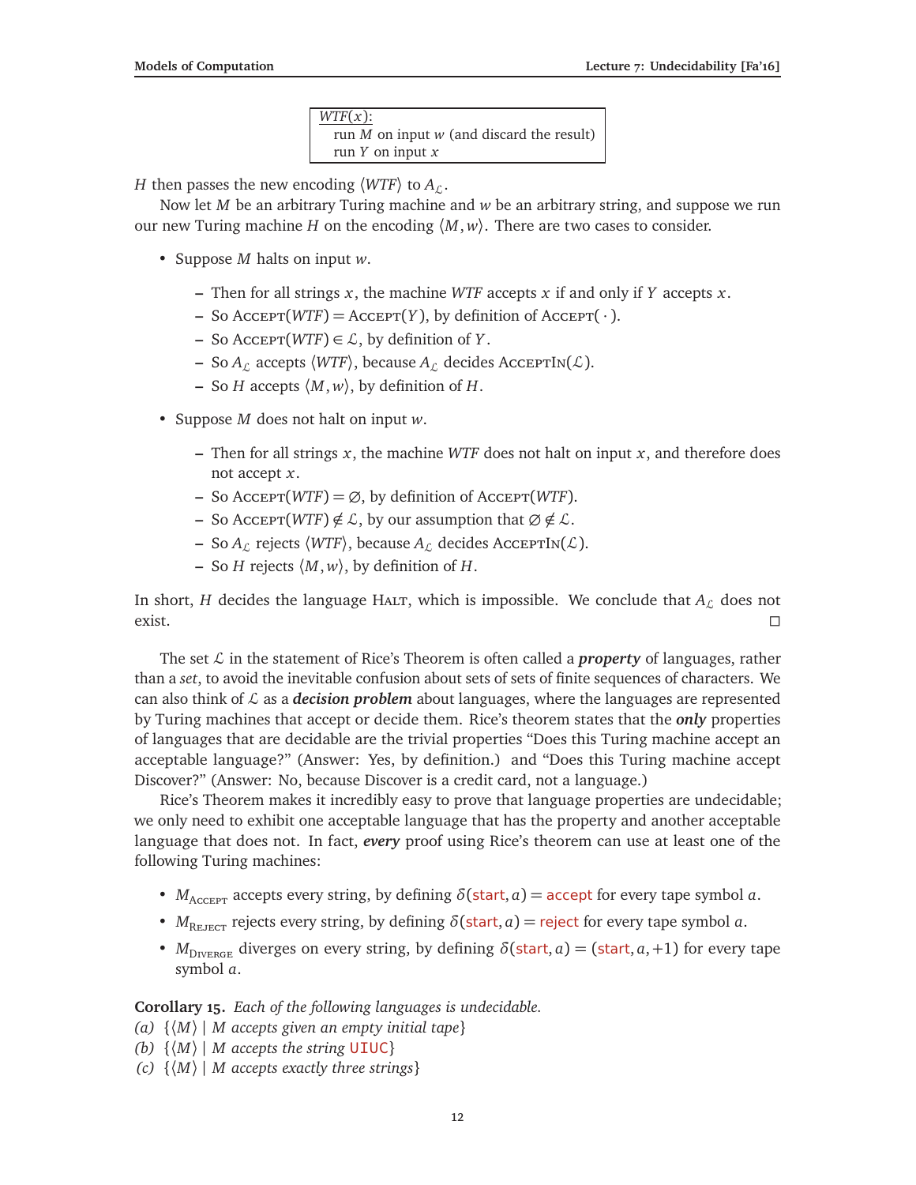```
WTF(x):
  run M on input w (and discard the result)
  run Y on input x
```

$H$ then passes the new encoding $\langle WTF \rangle$ to $A_{\mathcal{L}}$.

Now let $M$ be an arbitrary Turing machine and $w$ be an arbitrary string, and suppose we run our new Turing machine $H$ on the encoding $\langle M, w \rangle$. There are two cases to consider.

- Suppose $M$ halts on input $w$.
  - Then for all strings $x$, the machine $WTF$ accepts $x$ if and only if $Y$ accepts $x$.
  - So $\text{Accept}(WTF) = \text{Accept}(Y)$, by definition of $\text{Accept}(\cdot)$.
  - So $\text{Accept}(WTF) \in \mathcal{L}$, by definition of $Y$.
  - So $A_{\mathcal{L}}$ accepts $\langle WTF \rangle$, because $A_{\mathcal{L}}$ decides $\text{AcceptIn}(\mathcal{L})$.
  - So $H$ accepts $\langle M, w \rangle$, by definition of $H$.
- Suppose $M$ does not halt on input $w$.
  - Then for all strings $x$, the machine $WTF$ does not halt on input $x$, and therefore does not accept $x$.
  - So $\text{Accept}(WTF) = \varnothing$, by definition of $\text{Accept}(WTF)$.
  - So $\text{Accept}(WTF) \notin \mathcal{L}$, by our assumption that $\varnothing \notin \mathcal{L}$.
  - So $A_{\mathcal{L}}$ rejects $\langle WTF \rangle$, because $A_{\mathcal{L}}$ decides $\text{AcceptIn}(\mathcal{L})$.
  - So $H$ rejects $\langle M, w \rangle$, by definition of $H$.

In short, $H$ decides the language Halt, which is impossible. We conclude that $A_{\mathcal{L}}$ does not exist. □

The set $\mathcal{L}$ in the statement of Rice's Theorem is often called a ***property*** of languages, rather than a *set*, to avoid the inevitable confusion about sets of sets of finite sequences of characters. We can also think of $\mathcal{L}$ as a ***decision problem*** about languages, where the languages are represented by Turing machines that accept or decide them. Rice's theorem states that the ***only*** properties of languages that are decidable are the trivial properties "Does this Turing machine accept an acceptable language?" (Answer: Yes, by definition.) and "Does this Turing machine accept Discover?" (Answer: No, because Discover is a credit card, not a language.)

Rice's Theorem makes it incredibly easy to prove that language properties are undecidable; we only need to exhibit one acceptable language that has the property and another acceptable language that does not. In fact, ***every*** proof using Rice's theorem can use at least one of the following Turing machines:

- $M_{\text{Accept}}$ accepts every string, by defining $\delta(\text{start}, a) = \text{accept}$ for every tape symbol $a$.
- $M_{\text{Reject}}$ rejects every string, by defining $\delta(\text{start}, a) = \text{reject}$ for every tape symbol $a$.
- $M_{\text{Diverge}}$ diverges on every string, by defining $\delta(\text{start}, a) = (\text{start}, a, +1)$ for every tape symbol $a$.

**Corollary 15.** *Each of the following languages is undecidable.*
*(a)* $\{\langle M \rangle \mid M$ *accepts given an empty initial tape*$\}$
*(b)* $\{\langle M \rangle \mid M$ *accepts the string* `UIUC`$\}$
*(c)* $\{\langle M \rangle \mid M$ *accepts exactly three strings*$\}$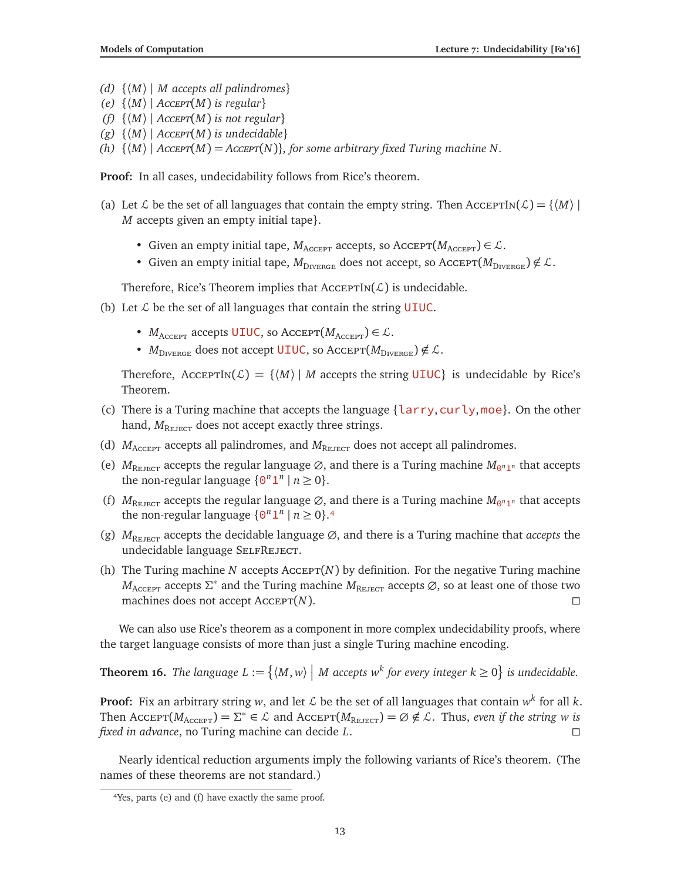(d) $\{\langle M\rangle \mid M$ *accepts all palindromes*$\}$

(e) $\{\langle M\rangle \mid \text{ACCEPT}(M)$ *is regular*$\}$

(f) $\{\langle M\rangle \mid \text{ACCEPT}(M)$ *is not regular*$\}$

(g) $\{\langle M\rangle \mid \text{ACCEPT}(M)$ *is undecidable*$\}$

(h) $\{\langle M\rangle \mid \text{ACCEPT}(M) = \text{ACCEPT}(N)\}$*, for some arbitrary fixed Turing machine* $N$.

**Proof:** In all cases, undecidability follows from Rice's theorem.

(a) Let $\mathcal{L}$ be the set of all languages that contain the empty string. Then $\text{ACCEPTIN}(\mathcal{L}) = \{\langle M\rangle \mid M$ accepts given an empty initial tape$\}$.

- Given an empty initial tape, $M_{\text{ACCEPT}}$ accepts, so $\text{ACCEPT}(M_{\text{ACCEPT}}) \in \mathcal{L}$.
- Given an empty initial tape, $M_{\text{DIVERGE}}$ does not accept, so $\text{ACCEPT}(M_{\text{DIVERGE}}) \notin \mathcal{L}$.

Therefore, Rice's Theorem implies that $\text{ACCEPTIN}(\mathcal{L})$ is undecidable.

(b) Let $\mathcal{L}$ be the set of all languages that contain the string `UIUC`.

- $M_{\text{ACCEPT}}$ accepts `UIUC`, so $\text{ACCEPT}(M_{\text{ACCEPT}}) \in \mathcal{L}$.
- $M_{\text{DIVERGE}}$ does not accept `UIUC`, so $\text{ACCEPT}(M_{\text{DIVERGE}}) \notin \mathcal{L}$.

Therefore, $\text{ACCEPTIN}(\mathcal{L}) = \{\langle M\rangle \mid M$ accepts the string `UIUC`$\}$ is undecidable by Rice's Theorem.

(c) There is a Turing machine that accepts the language $\{$`larry`, `curly`, `moe`$\}$. On the other hand, $M_{\text{REJECT}}$ does not accept exactly three strings.

(d) $M_{\text{ACCEPT}}$ accepts all palindromes, and $M_{\text{REJECT}}$ does not accept all palindromes.

(e) $M_{\text{REJECT}}$ accepts the regular language $\varnothing$, and there is a Turing machine $M_{0^n1^n}$ that accepts the non-regular language $\{0^n1^n \mid n \geq 0\}$.

(f) $M_{\text{REJECT}}$ accepts the regular language $\varnothing$, and there is a Turing machine $M_{0^n1^n}$ that accepts the non-regular language $\{0^n1^n \mid n \geq 0\}$.[4]

(g) $M_{\text{REJECT}}$ accepts the decidable language $\varnothing$, and there is a Turing machine that *accepts* the undecidable language SELFREJECT.

(h) The Turing machine $N$ accepts $\text{ACCEPT}(N)$ by definition. For the negative Turing machine $M_{\text{ACCEPT}}$ accepts $\Sigma^*$ and the Turing machine $M_{\text{REJECT}}$ accepts $\varnothing$, so at least one of those two machines does not accept $\text{ACCEPT}(N)$. □

We can also use Rice's theorem as a component in more complex undecidability proofs, where the target language consists of more than just a single Turing machine encoding.

**Theorem 16.** *The language* $L := \left\{\langle M, w\rangle \;\middle|\; M \text{ accepts } w^k \text{ for every integer } k \geq 0\right\}$ *is undecidable.*

**Proof:** Fix an arbitrary string $w$, and let $\mathcal{L}$ be the set of all languages that contain $w^k$ for all $k$. Then $\text{ACCEPT}(M_{\text{ACCEPT}}) = \Sigma^* \in \mathcal{L}$ and $\text{ACCEPT}(M_{\text{REJECT}}) = \varnothing \notin \mathcal{L}$. Thus, *even if the string w is fixed in advance*, no Turing machine can decide $L$. □

Nearly identical reduction arguments imply the following variants of Rice's theorem. (The names of these theorems are not standard.)

---

[4] Yes, parts (e) and (f) have exactly the same proof.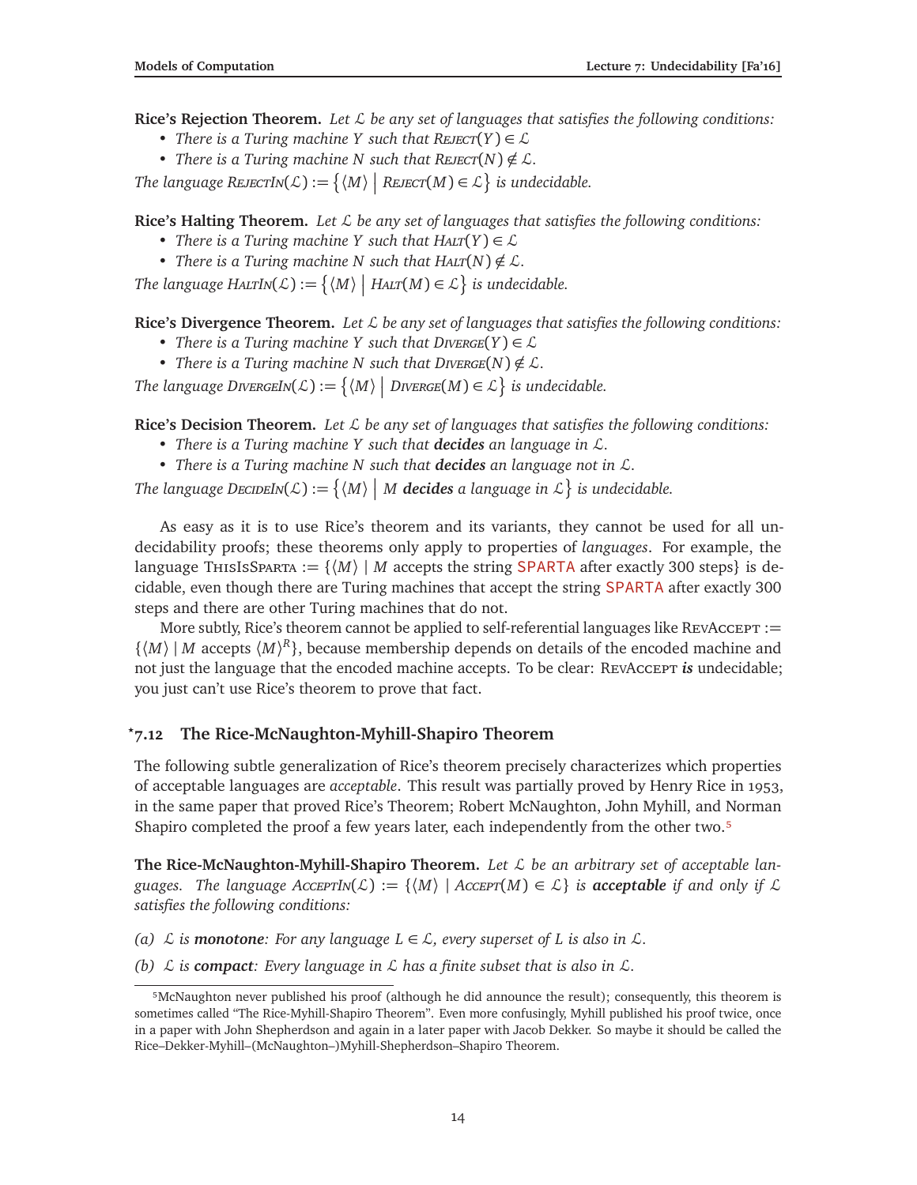**Rice's Rejection Theorem.** *Let $\mathcal{L}$ be any set of languages that satisfies the following conditions:*

- *There is a Turing machine $Y$ such that* $\textsc{Reject}(Y) \in \mathcal{L}$
- *There is a Turing machine $N$ such that* $\textsc{Reject}(N) \notin \mathcal{L}$.

*The language* $\textsc{RejectIn}(\mathcal{L}) := \{\langle M\rangle \mid \textsc{Reject}(M) \in \mathcal{L}\}$ *is undecidable.*

**Rice's Halting Theorem.** *Let $\mathcal{L}$ be any set of languages that satisfies the following conditions:*

- *There is a Turing machine $Y$ such that* $\textsc{Halt}(Y) \in \mathcal{L}$
- *There is a Turing machine $N$ such that* $\textsc{Halt}(N) \notin \mathcal{L}$.

*The language* $\textsc{HaltIn}(\mathcal{L}) := \{\langle M\rangle \mid \textsc{Halt}(M) \in \mathcal{L}\}$ *is undecidable.*

**Rice's Divergence Theorem.** *Let $\mathcal{L}$ be any set of languages that satisfies the following conditions:*

- *There is a Turing machine $Y$ such that* $\textsc{Diverge}(Y) \in \mathcal{L}$
- *There is a Turing machine $N$ such that* $\textsc{Diverge}(N) \notin \mathcal{L}$.

*The language* $\textsc{DivergeIn}(\mathcal{L}) := \{\langle M\rangle \mid \textsc{Diverge}(M) \in \mathcal{L}\}$ *is undecidable.*

**Rice's Decision Theorem.** *Let $\mathcal{L}$ be any set of languages that satisfies the following conditions:*

- *There is a Turing machine $Y$ such that* ***decides*** *an language in $\mathcal{L}$.*
- *There is a Turing machine $N$ such that* ***decides*** *an language not in $\mathcal{L}$.*

*The language* $\textsc{DecideIn}(\mathcal{L}) := \{\langle M\rangle \mid M$ ***decides*** *a language in* $\mathcal{L}\}$ *is undecidable.*

As easy as it is to use Rice's theorem and its variants, they cannot be used for all undecidability proofs; these theorems only apply to properties of *languages*. For example, the language $\textsc{ThisIsSparta} := \{\langle M\rangle \mid M$ accepts the string SPARTA after exactly 300 steps$\}$ is decidable, even though there are Turing machines that accept the string SPARTA after exactly 300 steps and there are other Turing machines that do not.

More subtly, Rice's theorem cannot be applied to self-referential languages like $\textsc{RevAccept} := \{\langle M\rangle \mid M \text{ accepts } \langle M\rangle^R\}$, because membership depends on details of the encoded machine and not just the language that the encoded machine accepts. To be clear: $\textsc{RevAccept}$ ***is*** undecidable; you just can't use Rice's theorem to prove that fact.

## *7.12 The Rice-McNaughton-Myhill-Shapiro Theorem

The following subtle generalization of Rice's theorem precisely characterizes which properties of acceptable languages are *acceptable*. This result was partially proved by Henry Rice in 1953, in the same paper that proved Rice's Theorem; Robert McNaughton, John Myhill, and Norman Shapiro completed the proof a few years later, each independently from the other two.[5]

**The Rice-McNaughton-Myhill-Shapiro Theorem.** *Let $\mathcal{L}$ be an arbitrary set of acceptable languages. The language* $\textsc{AcceptIn}(\mathcal{L}) := \{\langle M\rangle \mid \textsc{Accept}(M) \in \mathcal{L}\}$ *is* ***acceptable*** *if and only if $\mathcal{L}$ satisfies the following conditions:*

*(a) $\mathcal{L}$ is* ***monotone****: For any language $L \in \mathcal{L}$, every superset of $L$ is also in $\mathcal{L}$.*

*(b) $\mathcal{L}$ is* ***compact****: Every language in $\mathcal{L}$ has a finite subset that is also in $\mathcal{L}$.*

[5] McNaughton never published his proof (although he did announce the result); consequently, this theorem is sometimes called "The Rice-Myhill-Shapiro Theorem". Even more confusingly, Myhill published his proof twice, once in a paper with John Shepherdson and again in a later paper with Jacob Dekker. So maybe it should be called the Rice–Dekker-Myhill–(McNaughton–)Myhill-Shepherdson–Shapiro Theorem.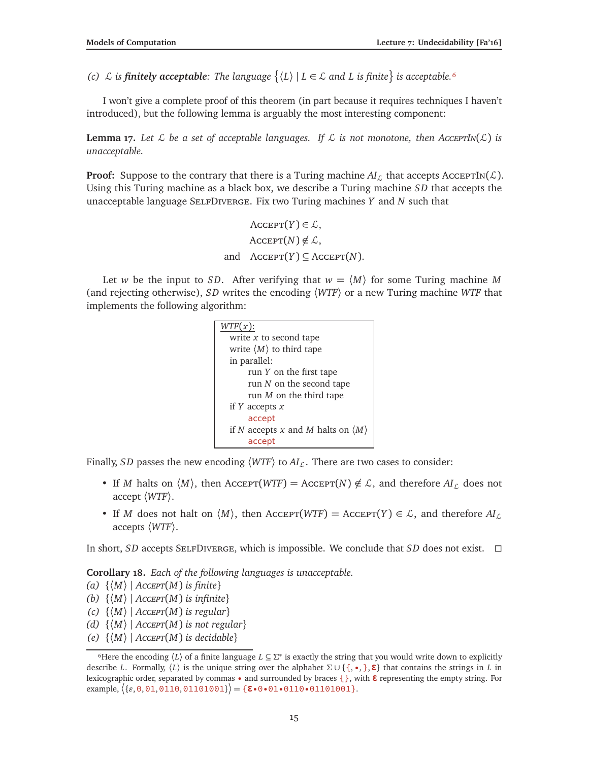(c) $\mathcal{L}$ is ***finitely acceptable***: *The language* $\{\langle L\rangle \mid L \in \mathcal{L}$ *and* $L$ *is finite*$\}$ *is acceptable.*[6]

I won't give a complete proof of this theorem (in part because it requires techniques I haven't introduced), but the following lemma is arguably the most interesting component:

**Lemma 17.** *Let* $\mathcal{L}$ *be a set of acceptable languages. If* $\mathcal{L}$ *is not monotone, then* $\text{AcceptIn}(\mathcal{L})$ *is unacceptable.*

**Proof:** Suppose to the contrary that there is a Turing machine $AI_{\mathcal{L}}$ that accepts $\text{AcceptIn}(\mathcal{L})$. Using this Turing machine as a black box, we describe a Turing machine $SD$ that accepts the unacceptable language SelfDiverge. Fix two Turing machines $Y$ and $N$ such that

$$
\begin{aligned}
&\text{Accept}(Y) \in \mathcal{L},\\
&\text{Accept}(N) \notin \mathcal{L},\\
\text{and}\quad &\text{Accept}(Y) \subseteq \text{Accept}(N).
\end{aligned}
$$

Let $w$ be the input to $SD$. After verifying that $w = \langle M\rangle$ for some Turing machine $M$ (and rejecting otherwise), $SD$ writes the encoding $\langle WTF\rangle$ or a new Turing machine $WTF$ that implements the following algorithm:

```
WTF(x):
  write x to second tape
  write ⟨M⟩ to third tape
  in parallel:
      run Y on the first tape
      run N on the second tape
      run M on the third tape
  if Y accepts x
      accept
  if N accepts x and M halts on ⟨M⟩
      accept
```

Finally, $SD$ passes the new encoding $\langle WTF\rangle$ to $AI_{\mathcal{L}}$. There are two cases to consider:

- If $M$ halts on $\langle M\rangle$, then $\text{Accept}(WTF) = \text{Accept}(N) \notin \mathcal{L}$, and therefore $AI_{\mathcal{L}}$ does not accept $\langle WTF\rangle$.
- If $M$ does not halt on $\langle M\rangle$, then $\text{Accept}(WTF) = \text{Accept}(Y) \in \mathcal{L}$, and therefore $AI_{\mathcal{L}}$ accepts $\langle WTF\rangle$.

In short, $SD$ accepts SelfDiverge, which is impossible. We conclude that $SD$ does not exist. □

**Corollary 18.** *Each of the following languages is unacceptable.*
(a) $\{\langle M\rangle \mid \text{Accept}(M)$ *is finite*$\}$
(b) $\{\langle M\rangle \mid \text{Accept}(M)$ *is infinite*$\}$
(c) $\{\langle M\rangle \mid \text{Accept}(M)$ *is regular*$\}$
(d) $\{\langle M\rangle \mid \text{Accept}(M)$ *is not regular*$\}$
(e) $\{\langle M\rangle \mid \text{Accept}(M)$ *is decidable*$\}$

[6]Here the encoding $\langle L\rangle$ of a finite language $L \subseteq \Sigma^*$ is exactly the string that you would write down to explicitly describe $L$. Formally, $\langle L\rangle$ is the unique string over the alphabet $\Sigma \cup \{\{, \bullet, \}, \boldsymbol{\varepsilon}\}$ that contains the strings in $L$ in lexicographic order, separated by commas $\bullet$ and surrounded by braces $\{\}$, with $\boldsymbol{\varepsilon}$ representing the empty string. For example, $\langle\{\varepsilon, 0, 01, 0110, 01101001\}\rangle = \{\boldsymbol{\varepsilon}\bullet 0\bullet 01\bullet 0110\bullet 01101001\}$.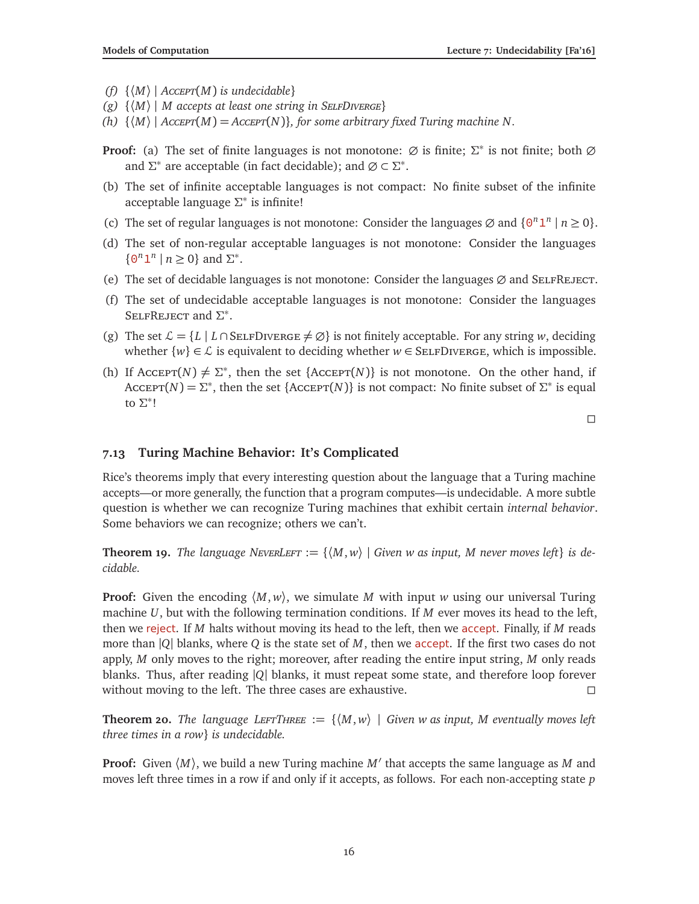(f) $\{\langle M\rangle \mid \text{ACCEPT}(M) \text{ is undecidable}\}$
(g) $\{\langle M\rangle \mid M \text{ accepts at least one string in SELFDIVERGE}\}$
(h) $\{\langle M\rangle \mid \text{ACCEPT}(M) = \text{ACCEPT}(N)\}$, *for some arbitrary fixed Turing machine $N$.*

**Proof:** (a) The set of finite languages is not monotone: $\varnothing$ is finite; $\Sigma^*$ is not finite; both $\varnothing$ and $\Sigma^*$ are acceptable (in fact decidable); and $\varnothing \subset \Sigma^*$.

(b) The set of infinite acceptable languages is not compact: No finite subset of the infinite acceptable language $\Sigma^*$ is infinite!

(c) The set of regular languages is not monotone: Consider the languages $\varnothing$ and $\{0^n1^n \mid n \geq 0\}$.

(d) The set of non-regular acceptable languages is not monotone: Consider the languages $\{0^n1^n \mid n \geq 0\}$ and $\Sigma^*$.

(e) The set of decidable languages is not monotone: Consider the languages $\varnothing$ and SELFREJECT.

(f) The set of undecidable acceptable languages is not monotone: Consider the languages SELFREJECT and $\Sigma^*$.

(g) The set $\mathcal{L} = \{L \mid L \cap \text{SELFDIVERGE} \neq \varnothing\}$ is not finitely acceptable. For any string $w$, deciding whether $\{w\} \in \mathcal{L}$ is equivalent to deciding whether $w \in \text{SELFDIVERGE}$, which is impossible.

(h) If $\text{ACCEPT}(N) \neq \Sigma^*$, then the set $\{\text{ACCEPT}(N)\}$ is not monotone. On the other hand, if $\text{ACCEPT}(N) = \Sigma^*$, then the set $\{\text{ACCEPT}(N)\}$ is not compact: No finite subset of $\Sigma^*$ is equal to $\Sigma^*$!

□

## 7.13 Turing Machine Behavior: It's Complicated

Rice's theorems imply that every interesting question about the language that a Turing machine accepts—or more generally, the function that a program computes—is undecidable. A more subtle question is whether we can recognize Turing machines that exhibit certain *internal behavior*. Some behaviors we can recognize; others we can't.

**Theorem 19.** *The language* NEVERLEFT $:= \{\langle M, w\rangle \mid$ *Given $w$ as input, $M$ never moves left*$\}$ *is decidable.*

**Proof:** Given the encoding $\langle M, w\rangle$, we simulate $M$ with input $w$ using our universal Turing machine $U$, but with the following termination conditions. If $M$ ever moves its head to the left, then we reject. If $M$ halts without moving its head to the left, then we accept. Finally, if $M$ reads more than $|Q|$ blanks, where $Q$ is the state set of $M$, then we accept. If the first two cases do not apply, $M$ only moves to the right; moreover, after reading the entire input string, $M$ only reads blanks. Thus, after reading $|Q|$ blanks, it must repeat some state, and therefore loop forever without moving to the left. The three cases are exhaustive. □

**Theorem 20.** *The language* LEFTTHREE $:= \{\langle M, w\rangle \mid$ *Given $w$ as input, $M$ eventually moves left three times in a row*$\}$ *is undecidable.*

**Proof:** Given $\langle M\rangle$, we build a new Turing machine $M'$ that accepts the same language as $M$ and moves left three times in a row if and only if it accepts, as follows. For each non-accepting state $p$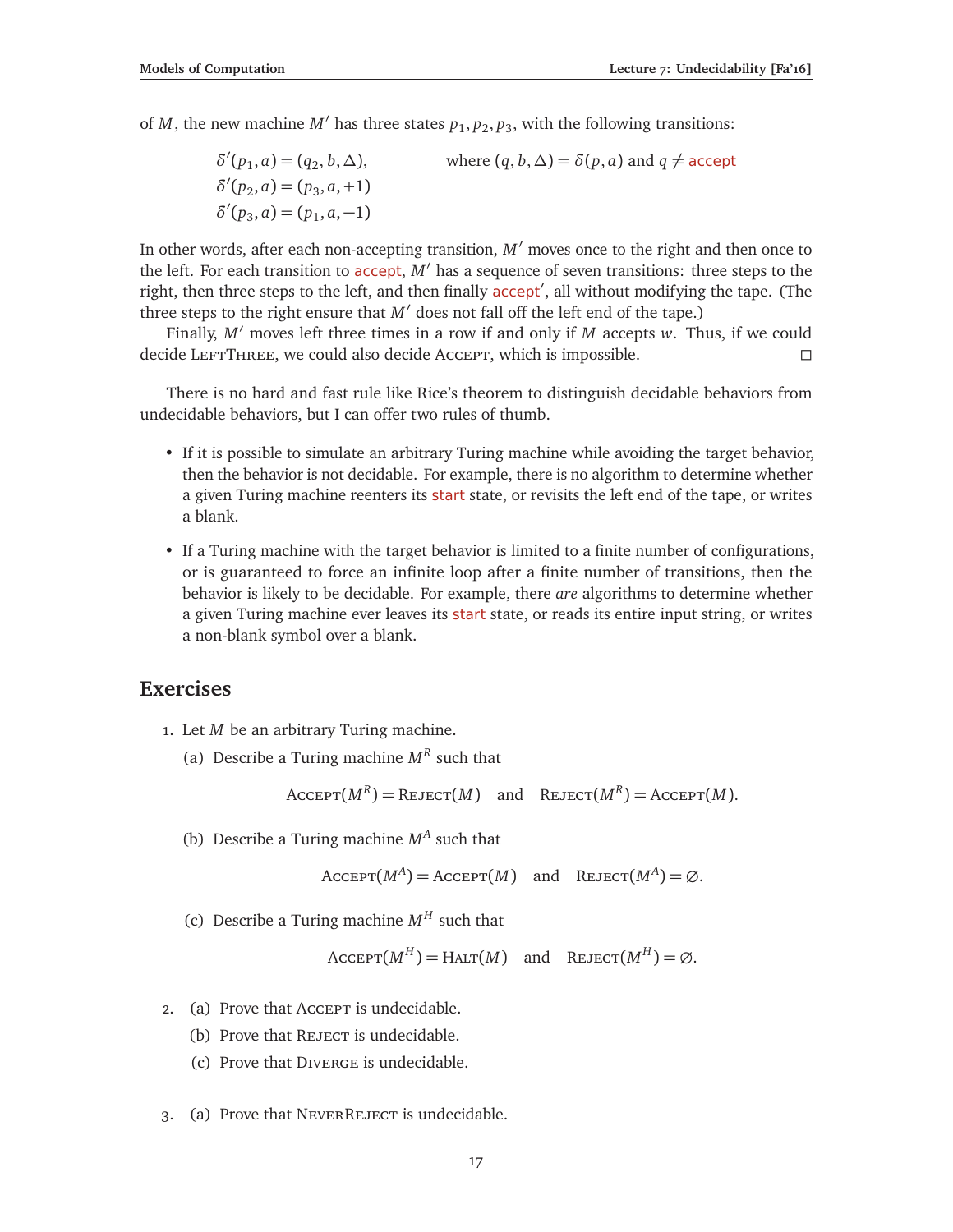of $M$, the new machine $M'$ has three states $p_1, p_2, p_3$, with the following transitions:

$$\begin{aligned}
\delta'(p_1, a) &= (q_2, b, \Delta), && \text{where } (q, b, \Delta) = \delta(p, a) \text{ and } q \neq \text{accept} \\
\delta'(p_2, a) &= (p_3, a, +1) \\
\delta'(p_3, a) &= (p_1, a, -1)
\end{aligned}$$

In other words, after each non-accepting transition, $M'$ moves once to the right and then once to the left. For each transition to accept, $M'$ has a sequence of seven transitions: three steps to the right, then three steps to the left, and then finally accept$'$, all without modifying the tape. (The three steps to the right ensure that $M'$ does not fall off the left end of the tape.)

Finally, $M'$ moves left three times in a row if and only if $M$ accepts $w$. Thus, if we could decide LeftThree, we could also decide Accept, which is impossible. □

There is no hard and fast rule like Rice's theorem to distinguish decidable behaviors from undecidable behaviors, but I can offer two rules of thumb.

- If it is possible to simulate an arbitrary Turing machine while avoiding the target behavior, then the behavior is not decidable. For example, there is no algorithm to determine whether a given Turing machine reenters its start state, or revisits the left end of the tape, or writes a blank.

- If a Turing machine with the target behavior is limited to a finite number of configurations, or is guaranteed to force an infinite loop after a finite number of transitions, then the behavior is likely to be decidable. For example, there *are* algorithms to determine whether a given Turing machine ever leaves its start state, or reads its entire input string, or writes a non-blank symbol over a blank.

## Exercises

1. Let $M$ be an arbitrary Turing machine.

   (a) Describe a Turing machine $M^R$ such that

   $$\text{Accept}(M^R) = \text{Reject}(M) \quad \text{and} \quad \text{Reject}(M^R) = \text{Accept}(M).$$

   (b) Describe a Turing machine $M^A$ such that

   $$\text{Accept}(M^A) = \text{Accept}(M) \quad \text{and} \quad \text{Reject}(M^A) = \varnothing.$$

   (c) Describe a Turing machine $M^H$ such that

   $$\text{Accept}(M^H) = \text{Halt}(M) \quad \text{and} \quad \text{Reject}(M^H) = \varnothing.$$

2. (a) Prove that Accept is undecidable.

   (b) Prove that Reject is undecidable.

   (c) Prove that Diverge is undecidable.

3. (a) Prove that NeverReject is undecidable.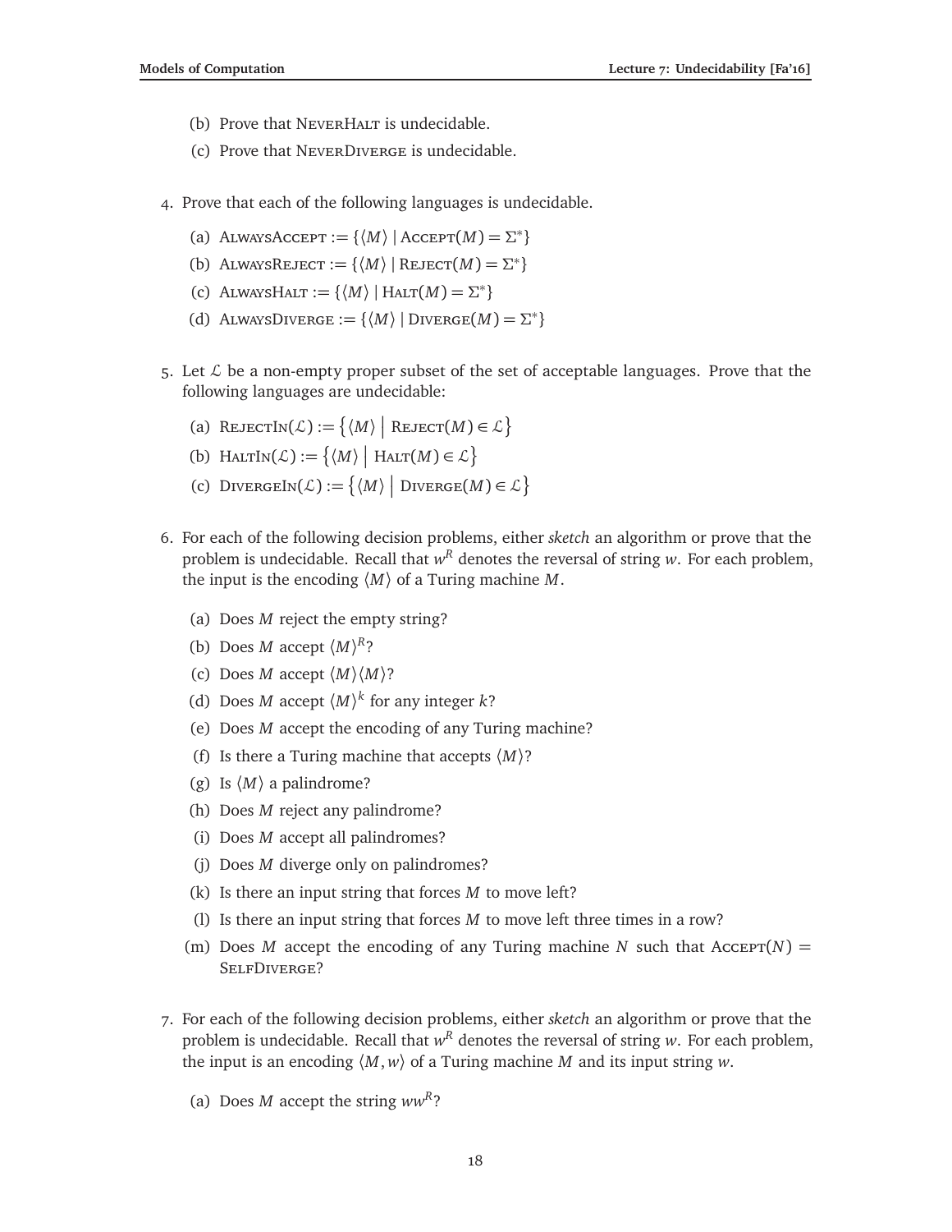(b) Prove that NeverHalt is undecidable.

(c) Prove that NeverDiverge is undecidable.

4. Prove that each of the following languages is undecidable.

   (a) $\text{AlwaysAccept} := \{\langle M\rangle \mid \text{Accept}(M) = \Sigma^*\}$

   (b) $\text{AlwaysReject} := \{\langle M\rangle \mid \text{Reject}(M) = \Sigma^*\}$

   (c) $\text{AlwaysHalt} := \{\langle M\rangle \mid \text{Halt}(M) = \Sigma^*\}$

   (d) $\text{AlwaysDiverge} := \{\langle M\rangle \mid \text{Diverge}(M) = \Sigma^*\}$

5. Let $\mathcal{L}$ be a non-empty proper subset of the set of acceptable languages. Prove that the following languages are undecidable:

   (a) $\text{RejectIn}(\mathcal{L}) := \big\{\langle M\rangle \;\big|\; \text{Reject}(M) \in \mathcal{L}\big\}$

   (b) $\text{HaltIn}(\mathcal{L}) := \big\{\langle M\rangle \;\big|\; \text{Halt}(M) \in \mathcal{L}\big\}$

   (c) $\text{DivergeIn}(\mathcal{L}) := \big\{\langle M\rangle \;\big|\; \text{Diverge}(M) \in \mathcal{L}\big\}$

6. For each of the following decision problems, either *sketch* an algorithm or prove that the problem is undecidable. Recall that $w^R$ denotes the reversal of string $w$. For each problem, the input is the encoding $\langle M\rangle$ of a Turing machine $M$.

   (a) Does $M$ reject the empty string?

   (b) Does $M$ accept $\langle M\rangle^R$?

   (c) Does $M$ accept $\langle M\rangle\langle M\rangle$?

   (d) Does $M$ accept $\langle M\rangle^k$ for any integer $k$?

   (e) Does $M$ accept the encoding of any Turing machine?

   (f) Is there a Turing machine that accepts $\langle M\rangle$?

   (g) Is $\langle M\rangle$ a palindrome?

   (h) Does $M$ reject any palindrome?

   (i) Does $M$ accept all palindromes?

   (j) Does $M$ diverge only on palindromes?

   (k) Is there an input string that forces $M$ to move left?

   (l) Is there an input string that forces $M$ to move left three times in a row?

   (m) Does $M$ accept the encoding of any Turing machine $N$ such that $\text{Accept}(N) = \text{SelfDiverge}$?

7. For each of the following decision problems, either *sketch* an algorithm or prove that the problem is undecidable. Recall that $w^R$ denotes the reversal of string $w$. For each problem, the input is an encoding $\langle M, w\rangle$ of a Turing machine $M$ and its input string $w$.

   (a) Does $M$ accept the string $ww^R$?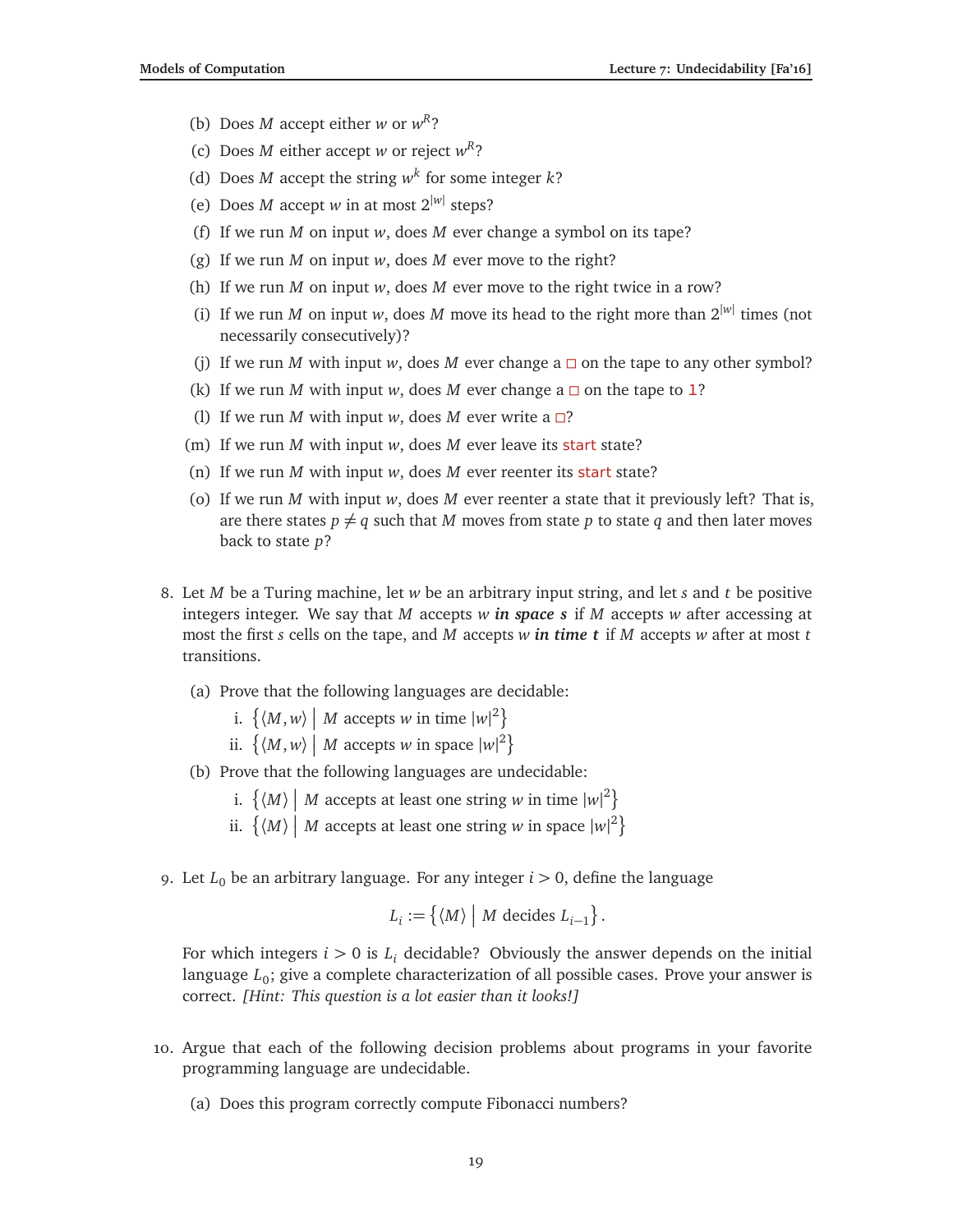(b) Does $M$ accept either $w$ or $w^R$?

(c) Does $M$ either accept $w$ or reject $w^R$?

(d) Does $M$ accept the string $w^k$ for some integer $k$?

(e) Does $M$ accept $w$ in at most $2^{|w|}$ steps?

(f) If we run $M$ on input $w$, does $M$ ever change a symbol on its tape?

(g) If we run $M$ on input $w$, does $M$ ever move to the right?

(h) If we run $M$ on input $w$, does $M$ ever move to the right twice in a row?

(i) If we run $M$ on input $w$, does $M$ move its head to the right more than $2^{|w|}$ times (not necessarily consecutively)?

(j) If we run $M$ with input $w$, does $M$ ever change a $\square$ on the tape to any other symbol?

(k) If we run $M$ with input $w$, does $M$ ever change a $\square$ on the tape to 1?

(l) If we run $M$ with input $w$, does $M$ ever write a $\square$?

(m) If we run $M$ with input $w$, does $M$ ever leave its start state?

(n) If we run $M$ with input $w$, does $M$ ever reenter its start state?

(o) If we run $M$ with input $w$, does $M$ ever reenter a state that it previously left? That is, are there states $p \neq q$ such that $M$ moves from state $p$ to state $q$ and then later moves back to state $p$?

8. Let $M$ be a Turing machine, let $w$ be an arbitrary input string, and let $s$ and $t$ be positive integers integer. We say that $M$ accepts $w$ ***in space s*** if $M$ accepts $w$ after accessing at most the first $s$ cells on the tape, and $M$ accepts $w$ ***in time t*** if $M$ accepts $w$ after at most $t$ transitions.

   (a) Prove that the following languages are decidable:

      i. $\{\langle M, w\rangle \mid M \text{ accepts } w \text{ in time } |w|^2\}$

      ii. $\{\langle M, w\rangle \mid M \text{ accepts } w \text{ in space } |w|^2\}$

   (b) Prove that the following languages are undecidable:

      i. $\{\langle M\rangle \mid M \text{ accepts at least one string } w \text{ in time } |w|^2\}$

      ii. $\{\langle M\rangle \mid M \text{ accepts at least one string } w \text{ in space } |w|^2\}$

9. Let $L_0$ be an arbitrary language. For any integer $i > 0$, define the language

$$L_i := \{\langle M\rangle \mid M \text{ decides } L_{i-1}\}.$$

For which integers $i > 0$ is $L_i$ decidable? Obviously the answer depends on the initial language $L_0$; give a complete characterization of all possible cases. Prove your answer is correct. *[Hint: This question is a lot easier than it looks!]*

10. Argue that each of the following decision problems about programs in your favorite programming language are undecidable.

   (a) Does this program correctly compute Fibonacci numbers?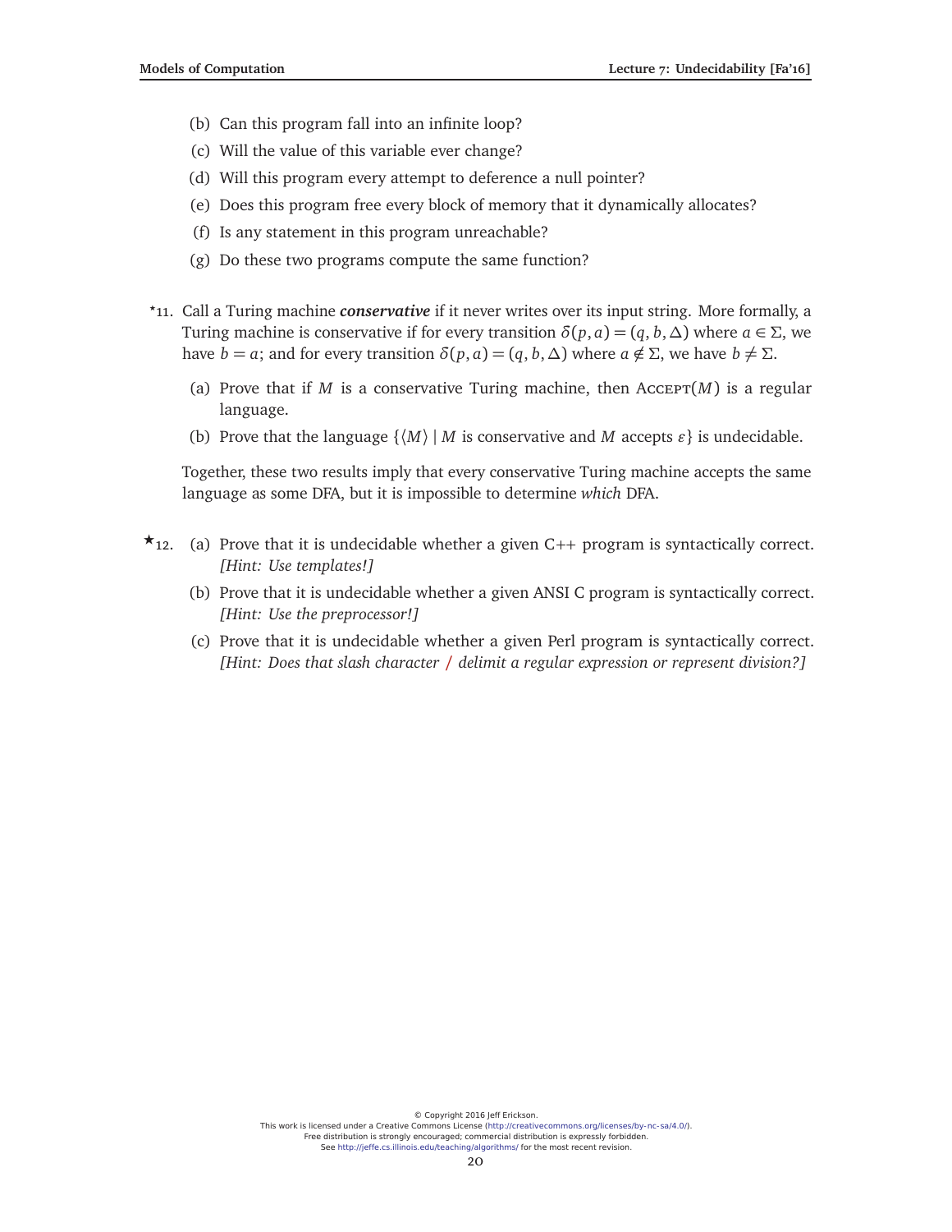(b) Can this program fall into an infinite loop?

(c) Will the value of this variable ever change?

(d) Will this program every attempt to deference a null pointer?

(e) Does this program free every block of memory that it dynamically allocates?

(f) Is any statement in this program unreachable?

(g) Do these two programs compute the same function?

*11. Call a Turing machine ***conservative*** if it never writes over its input string. More formally, a Turing machine is conservative if for every transition $\delta(p, a) = (q, b, \Delta)$ where $a \in \Sigma$, we have $b = a$; and for every transition $\delta(p, a) = (q, b, \Delta)$ where $a \notin \Sigma$, we have $b \neq \Sigma$.

(a) Prove that if $M$ is a conservative Turing machine, then $\textsc{Accept}(M)$ is a regular language.

(b) Prove that the language $\{\langle M \rangle \mid M \text{ is conservative and } M \text{ accepts } \varepsilon\}$ is undecidable.

Together, these two results imply that every conservative Turing machine accepts the same language as some DFA, but it is impossible to determine *which* DFA.

★12. (a) Prove that it is undecidable whether a given C++ program is syntactically correct. *[Hint: Use templates!]*

(b) Prove that it is undecidable whether a given ANSI C program is syntactically correct. *[Hint: Use the preprocessor!]*

(c) Prove that it is undecidable whether a given Perl program is syntactically correct. *[Hint: Does that slash character / delimit a regular expression or represent division?]*

© Copyright 2016 Jeff Erickson.
This work is licensed under a Creative Commons License (http://creativecommons.org/licenses/by-nc-sa/4.0/).
Free distribution is strongly encouraged; commercial distribution is expressly forbidden.
See http://jeffe.cs.illinois.edu/teaching/algorithms/ for the most recent revision.